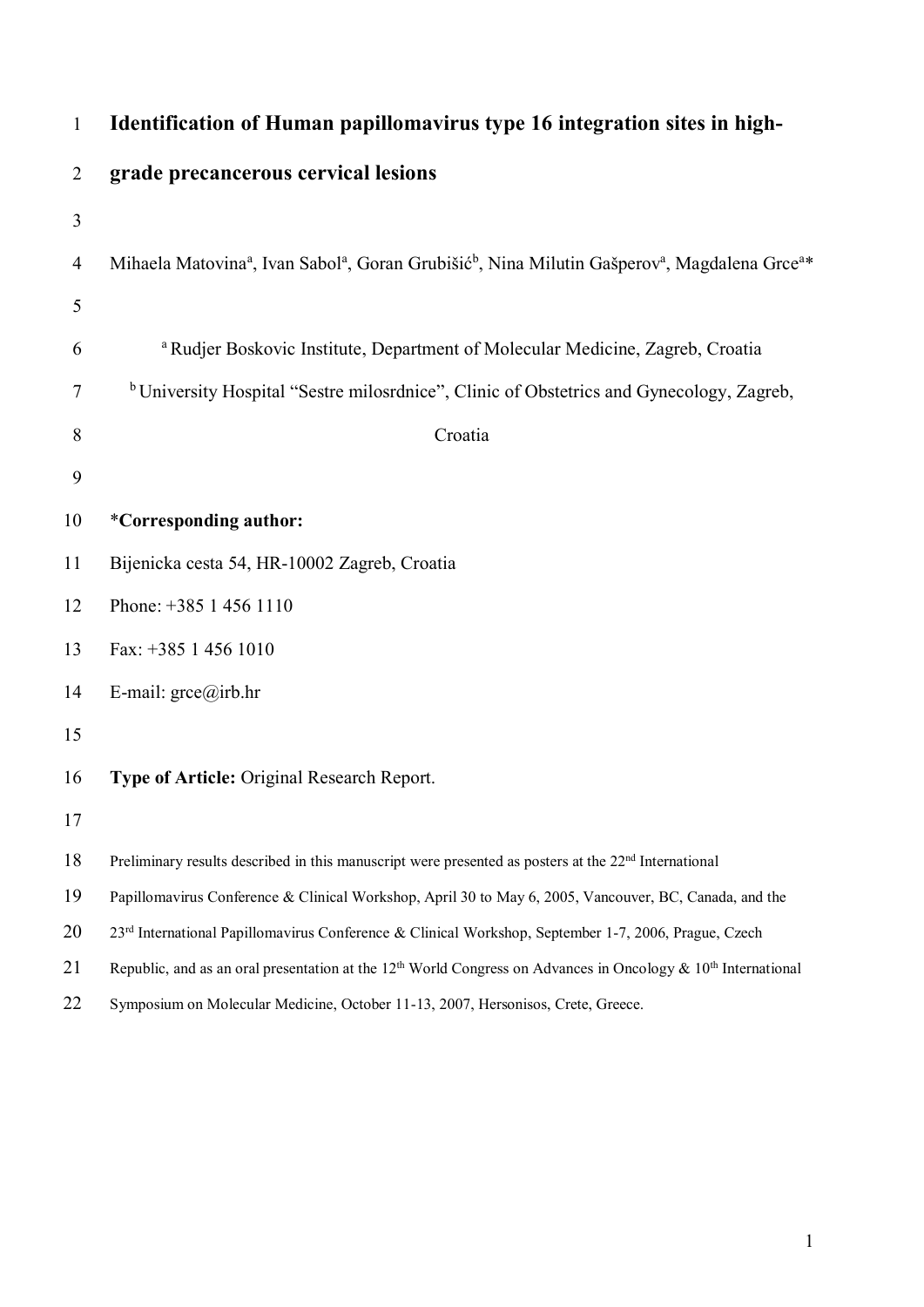# Identification of Human papillomavirus type 16 integration sites in high-grade precancerous cervical lesions

Mihaela Matovina[a], Ivan Sabol[a], Goran Grubišić[b], Nina Milutin Gašperov[a], Magdalena Grce[a]*

[a] Rudjer Boskovic Institute, Department of Molecular Medicine, Zagreb, Croatia

[b] University Hospital "Sestre milosrdnice", Clinic of Obstetrics and Gynecology, Zagreb, Croatia

**\*Corresponding author:**

Bijenicka cesta 54, HR-10002 Zagreb, Croatia

Phone: +385 1 456 1110

Fax: +385 1 456 1010

E-mail: grce@irb.hr

**Type of Article:** Original Research Report.

Preliminary results described in this manuscript were presented as posters at the 22nd International Papillomavirus Conference & Clinical Workshop, April 30 to May 6, 2005, Vancouver, BC, Canada, and the 23rd International Papillomavirus Conference & Clinical Workshop, September 1-7, 2006, Prague, Czech Republic, and as an oral presentation at the 12th World Congress on Advances in Oncology & 10th International Symposium on Molecular Medicine, October 11-13, 2007, Hersonisos, Crete, Greece.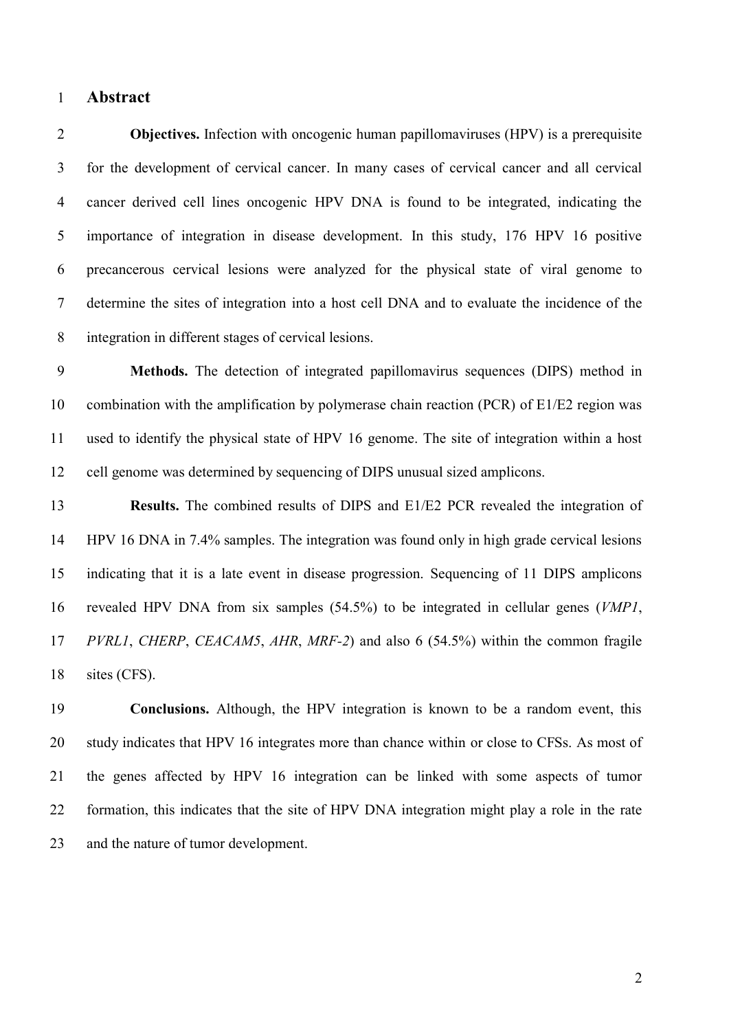## Abstract

**Objectives.** Infection with oncogenic human papillomaviruses (HPV) is a prerequisite for the development of cervical cancer. In many cases of cervical cancer and all cervical cancer derived cell lines oncogenic HPV DNA is found to be integrated, indicating the importance of integration in disease development. In this study, 176 HPV 16 positive precancerous cervical lesions were analyzed for the physical state of viral genome to determine the sites of integration into a host cell DNA and to evaluate the incidence of the integration in different stages of cervical lesions.

**Methods.** The detection of integrated papillomavirus sequences (DIPS) method in combination with the amplification by polymerase chain reaction (PCR) of E1/E2 region was used to identify the physical state of HPV 16 genome. The site of integration within a host cell genome was determined by sequencing of DIPS unusual sized amplicons.

**Results.** The combined results of DIPS and E1/E2 PCR revealed the integration of HPV 16 DNA in 7.4% samples. The integration was found only in high grade cervical lesions indicating that it is a late event in disease progression. Sequencing of 11 DIPS amplicons revealed HPV DNA from six samples (54.5%) to be integrated in cellular genes (*VMP1*, *PVRL1*, *CHERP*, *CEACAM5*, *AHR*, *MRF-2*) and also 6 (54.5%) within the common fragile sites (CFS).

**Conclusions.** Although, the HPV integration is known to be a random event, this study indicates that HPV 16 integrates more than chance within or close to CFSs. As most of the genes affected by HPV 16 integration can be linked with some aspects of tumor formation, this indicates that the site of HPV DNA integration might play a role in the rate and the nature of tumor development.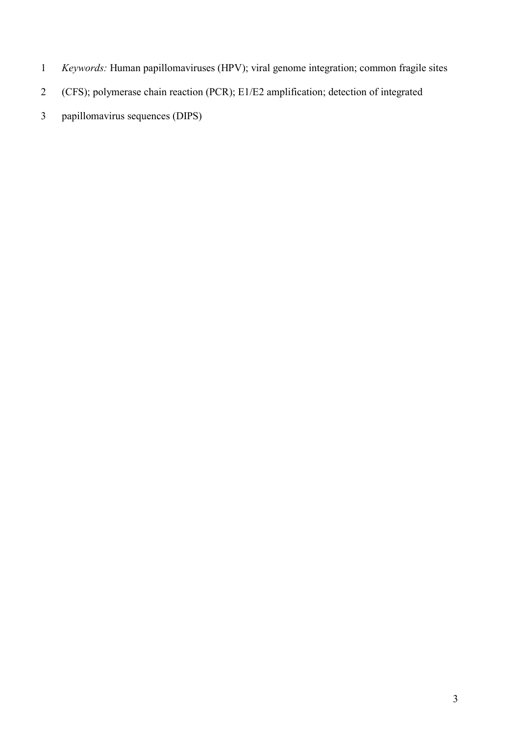*Keywords:* Human papillomaviruses (HPV); viral genome integration; common fragile sites (CFS); polymerase chain reaction (PCR); E1/E2 amplification; detection of integrated papillomavirus sequences (DIPS)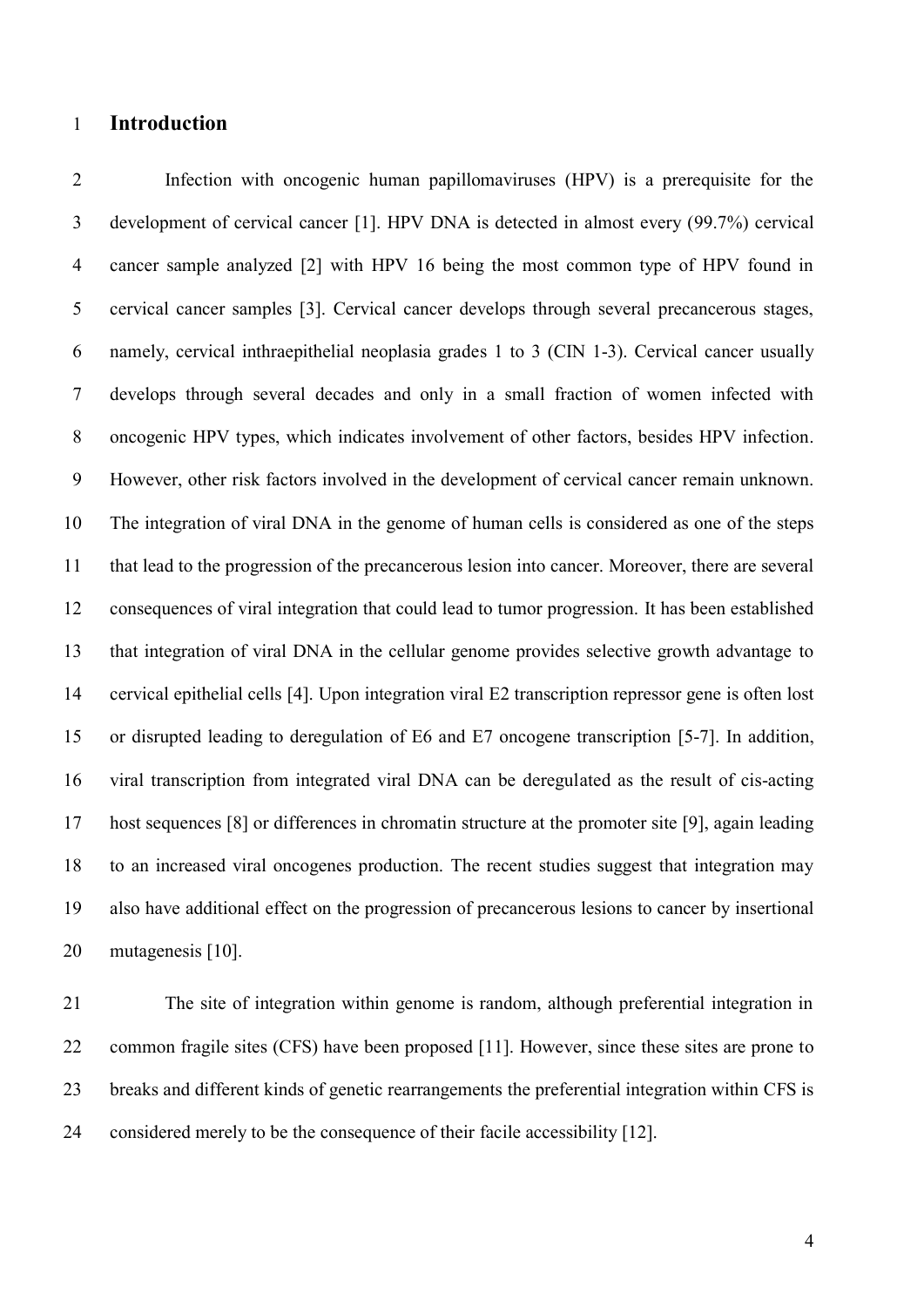# Introduction

Infection with oncogenic human papillomaviruses (HPV) is a prerequisite for the development of cervical cancer [1]. HPV DNA is detected in almost every (99.7%) cervical cancer sample analyzed [2] with HPV 16 being the most common type of HPV found in cervical cancer samples [3]. Cervical cancer develops through several precancerous stages, namely, cervical inthraepithelial neoplasia grades 1 to 3 (CIN 1-3). Cervical cancer usually develops through several decades and only in a small fraction of women infected with oncogenic HPV types, which indicates involvement of other factors, besides HPV infection. However, other risk factors involved in the development of cervical cancer remain unknown. The integration of viral DNA in the genome of human cells is considered as one of the steps that lead to the progression of the precancerous lesion into cancer. Moreover, there are several consequences of viral integration that could lead to tumor progression. It has been established that integration of viral DNA in the cellular genome provides selective growth advantage to cervical epithelial cells [4]. Upon integration viral E2 transcription repressor gene is often lost or disrupted leading to deregulation of E6 and E7 oncogene transcription [5-7]. In addition, viral transcription from integrated viral DNA can be deregulated as the result of cis-acting host sequences [8] or differences in chromatin structure at the promoter site [9], again leading to an increased viral oncogenes production. The recent studies suggest that integration may also have additional effect on the progression of precancerous lesions to cancer by insertional mutagenesis [10].

The site of integration within genome is random, although preferential integration in common fragile sites (CFS) have been proposed [11]. However, since these sites are prone to breaks and different kinds of genetic rearrangements the preferential integration within CFS is considered merely to be the consequence of their facile accessibility [12].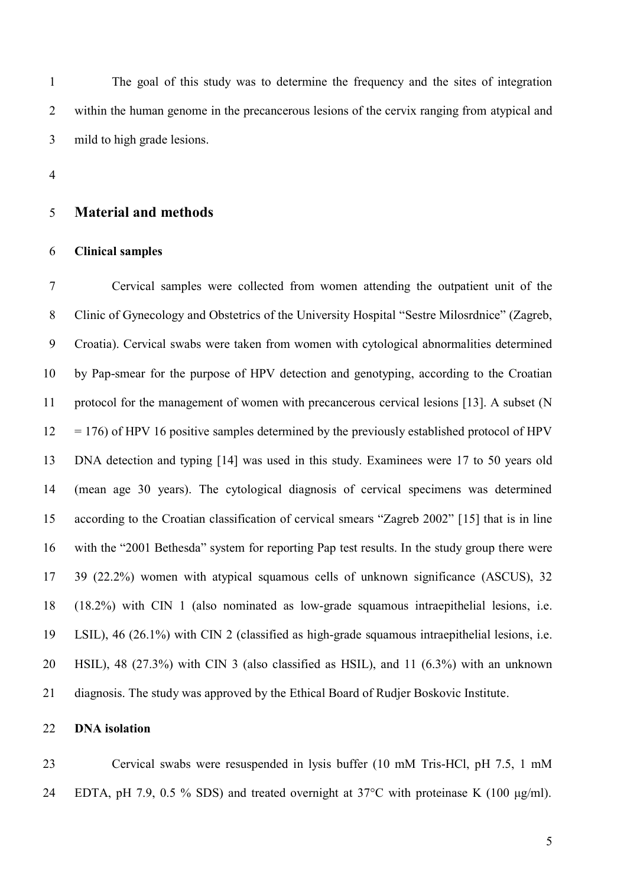The goal of this study was to determine the frequency and the sites of integration within the human genome in the precancerous lesions of the cervix ranging from atypical and mild to high grade lesions.

## Material and methods

### Clinical samples

Cervical samples were collected from women attending the outpatient unit of the Clinic of Gynecology and Obstetrics of the University Hospital "Sestre Milosrdnice" (Zagreb, Croatia). Cervical swabs were taken from women with cytological abnormalities determined by Pap-smear for the purpose of HPV detection and genotyping, according to the Croatian protocol for the management of women with precancerous cervical lesions [13]. A subset (N = 176) of HPV 16 positive samples determined by the previously established protocol of HPV DNA detection and typing [14] was used in this study. Examinees were 17 to 50 years old (mean age 30 years). The cytological diagnosis of cervical specimens was determined according to the Croatian classification of cervical smears "Zagreb 2002" [15] that is in line with the "2001 Bethesda" system for reporting Pap test results. In the study group there were 39 (22.2%) women with atypical squamous cells of unknown significance (ASCUS), 32 (18.2%) with CIN 1 (also nominated as low-grade squamous intraepithelial lesions, i.e. LSIL), 46 (26.1%) with CIN 2 (classified as high-grade squamous intraepithelial lesions, i.e. HSIL), 48 (27.3%) with CIN 3 (also classified as HSIL), and 11 (6.3%) with an unknown diagnosis. The study was approved by the Ethical Board of Rudjer Boskovic Institute.

### DNA isolation

Cervical swabs were resuspended in lysis buffer (10 mM Tris-HCl, pH 7.5, 1 mM EDTA, pH 7.9, 0.5 % SDS) and treated overnight at 37°C with proteinase K (100 μg/ml).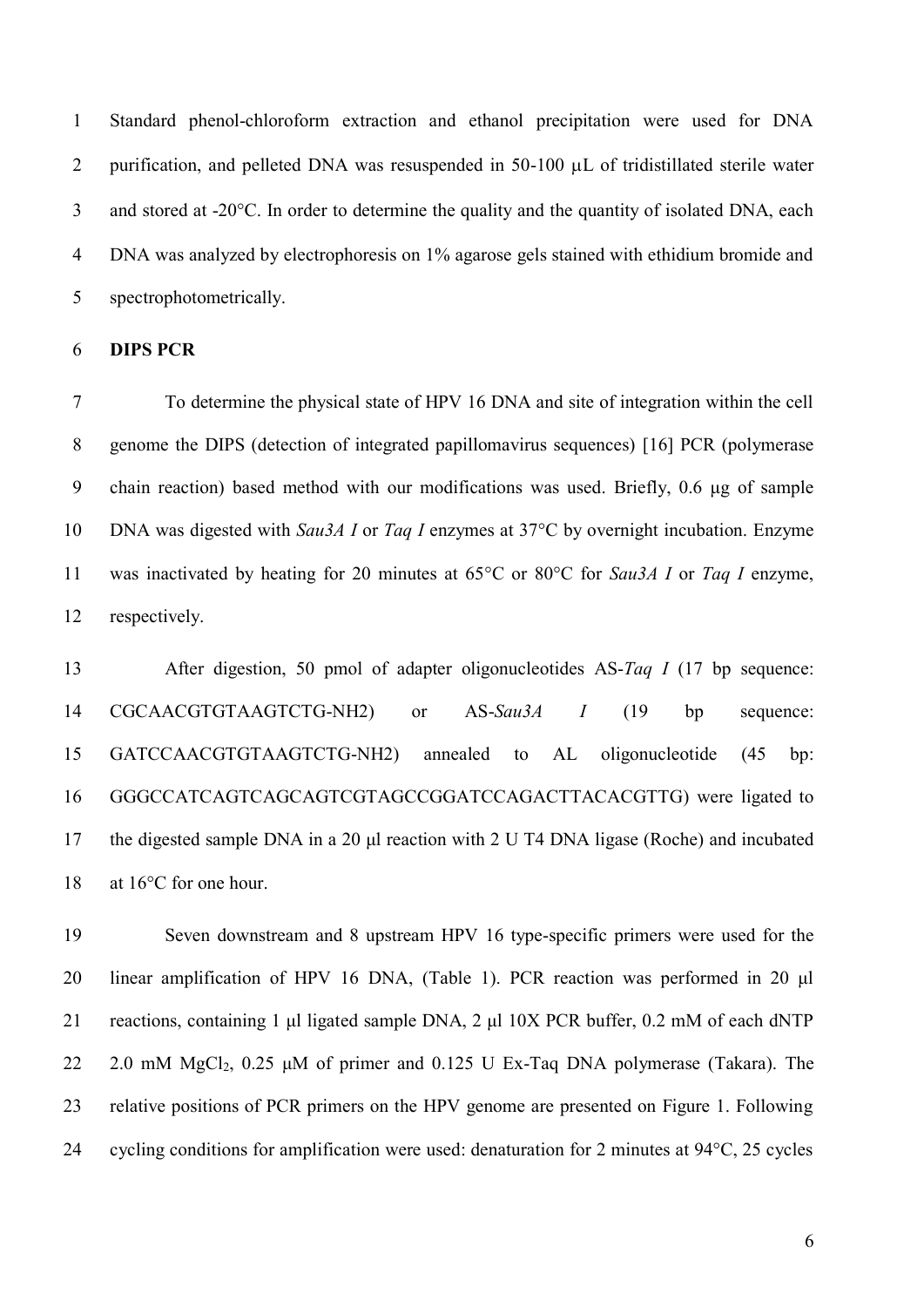Standard phenol-chloroform extraction and ethanol precipitation were used for DNA purification, and pelleted DNA was resuspended in 50-100 μL of tridistillated sterile water and stored at -20°C. In order to determine the quality and the quantity of isolated DNA, each DNA was analyzed by electrophoresis on 1% agarose gels stained with ethidium bromide and spectrophotometrically.

**DIPS PCR**

To determine the physical state of HPV 16 DNA and site of integration within the cell genome the DIPS (detection of integrated papillomavirus sequences) [16] PCR (polymerase chain reaction) based method with our modifications was used. Briefly, 0.6 μg of sample DNA was digested with *Sau3A I* or *Taq I* enzymes at 37°C by overnight incubation. Enzyme was inactivated by heating for 20 minutes at 65°C or 80°C for *Sau3A I* or *Taq I* enzyme, respectively.

After digestion, 50 pmol of adapter oligonucleotides AS-*Taq I* (17 bp sequence: CGCAACGTGTAAGTCTG-NH2) or AS-*Sau3A I* (19 bp sequence: GATCCAACGTGTAAGTCTG-NH2) annealed to AL oligonucleotide (45 bp: GGGCCATCAGTCAGCAGTCGTAGCCGGATCCAGACTTACACGTTG) were ligated to the digested sample DNA in a 20 μl reaction with 2 U T4 DNA ligase (Roche) and incubated at 16°C for one hour.

Seven downstream and 8 upstream HPV 16 type-specific primers were used for the linear amplification of HPV 16 DNA, (Table 1). PCR reaction was performed in 20 μl reactions, containing 1 μl ligated sample DNA, 2 μl 10X PCR buffer, 0.2 mM of each dNTP 2.0 mM $MgCl_2$, 0.25 μM of primer and 0.125 U Ex-Taq DNA polymerase (Takara). The relative positions of PCR primers on the HPV genome are presented on Figure 1. Following cycling conditions for amplification were used: denaturation for 2 minutes at 94°C, 25 cycles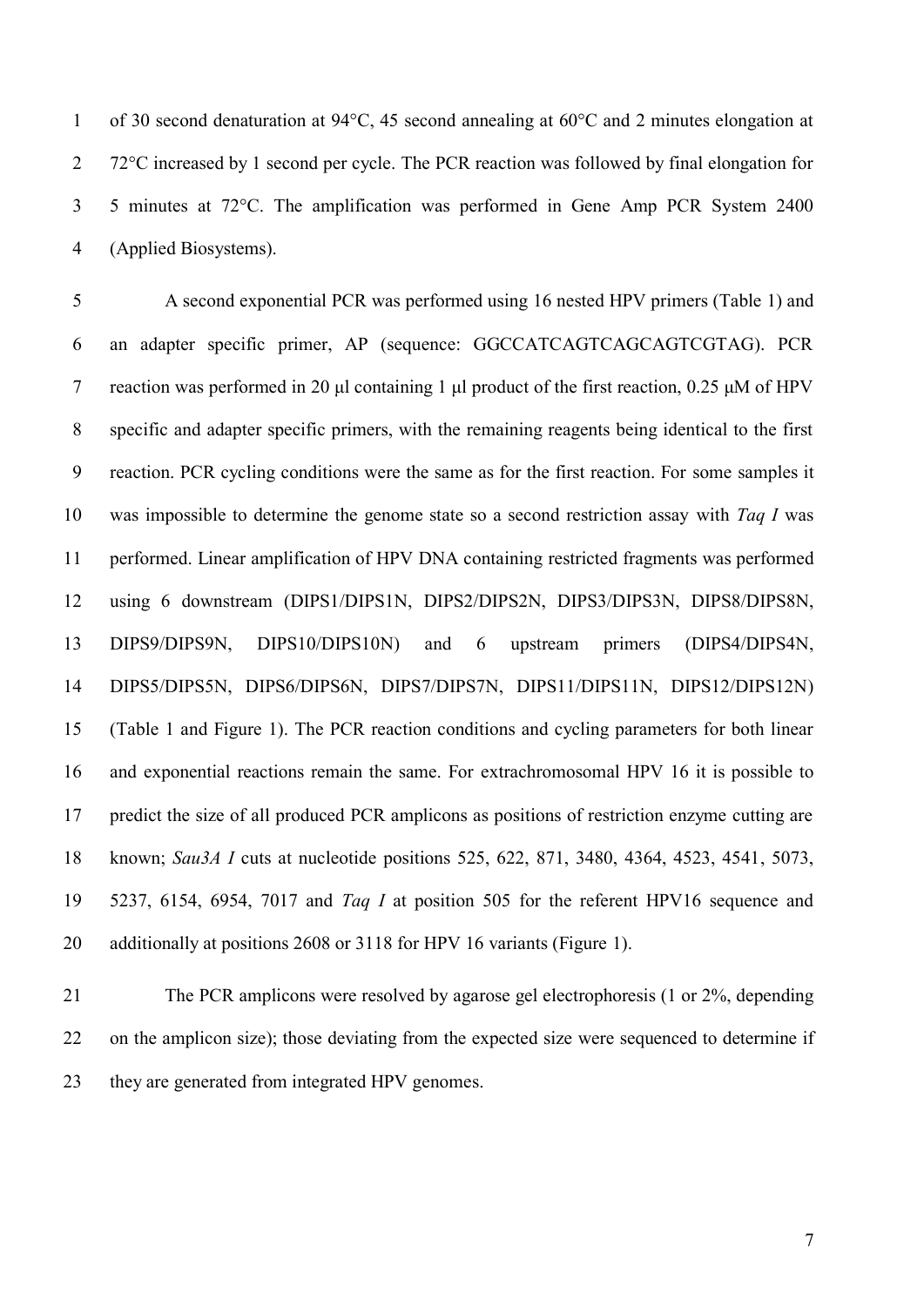of 30 second denaturation at 94°C, 45 second annealing at 60°C and 2 minutes elongation at 72°C increased by 1 second per cycle. The PCR reaction was followed by final elongation for 5 minutes at 72°C. The amplification was performed in Gene Amp PCR System 2400 (Applied Biosystems).

A second exponential PCR was performed using 16 nested HPV primers (Table 1) and an adapter specific primer, AP (sequence: GGCCATCAGTCAGCAGTCGTAG). PCR reaction was performed in 20 µl containing 1 µl product of the first reaction, 0.25 µM of HPV specific and adapter specific primers, with the remaining reagents being identical to the first reaction. PCR cycling conditions were the same as for the first reaction. For some samples it was impossible to determine the genome state so a second restriction assay with *Taq I* was performed. Linear amplification of HPV DNA containing restricted fragments was performed using 6 downstream (DIPS1/DIPS1N, DIPS2/DIPS2N, DIPS3/DIPS3N, DIPS8/DIPS8N, DIPS9/DIPS9N, DIPS10/DIPS10N) and 6 upstream primers (DIPS4/DIPS4N, DIPS5/DIPS5N, DIPS6/DIPS6N, DIPS7/DIPS7N, DIPS11/DIPS11N, DIPS12/DIPS12N) (Table 1 and Figure 1). The PCR reaction conditions and cycling parameters for both linear and exponential reactions remain the same. For extrachromosomal HPV 16 it is possible to predict the size of all produced PCR amplicons as positions of restriction enzyme cutting are known; *Sau3A I* cuts at nucleotide positions 525, 622, 871, 3480, 4364, 4523, 4541, 5073, 5237, 6154, 6954, 7017 and *Taq I* at position 505 for the referent HPV16 sequence and additionally at positions 2608 or 3118 for HPV 16 variants (Figure 1).

The PCR amplicons were resolved by agarose gel electrophoresis (1 or 2%, depending on the amplicon size); those deviating from the expected size were sequenced to determine if they are generated from integrated HPV genomes.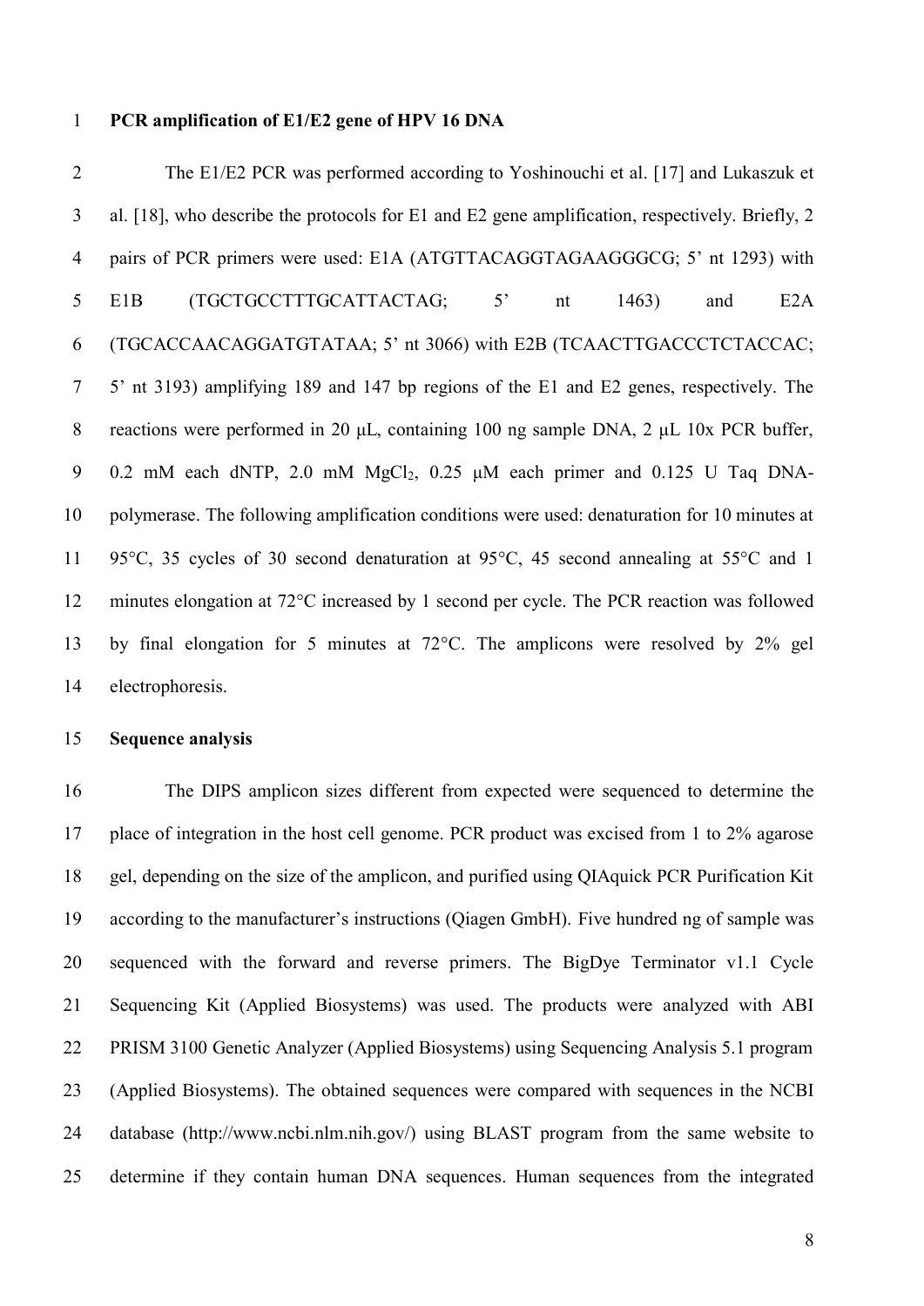**PCR amplification of E1/E2 gene of HPV 16 DNA**

The E1/E2 PCR was performed according to Yoshinouchi et al. [17] and Lukaszuk et al. [18], who describe the protocols for E1 and E2 gene amplification, respectively. Briefly, 2 pairs of PCR primers were used: E1A (ATGTTACAGGTAGAAGGGCG; 5' nt 1293) with E1B (TGCTGCCTTTGCATTACTAG; 5' nt 1463) and E2A (TGCACCAACAGGATGTATAA; 5' nt 3066) with E2B (TCAACTTGACCCTCTACCAC; 5' nt 3193) amplifying 189 and 147 bp regions of the E1 and E2 genes, respectively. The reactions were performed in 20 μL, containing 100 ng sample DNA, 2 μL 10x PCR buffer, 0.2 mM each dNTP, 2.0 mM $MgCl_2$, 0.25 μM each primer and 0.125 U Taq DNA-polymerase. The following amplification conditions were used: denaturation for 10 minutes at 95°C, 35 cycles of 30 second denaturation at 95°C, 45 second annealing at 55°C and 1 minutes elongation at 72°C increased by 1 second per cycle. The PCR reaction was followed by final elongation for 5 minutes at 72°C. The amplicons were resolved by 2% gel electrophoresis.

**Sequence analysis**

The DIPS amplicon sizes different from expected were sequenced to determine the place of integration in the host cell genome. PCR product was excised from 1 to 2% agarose gel, depending on the size of the amplicon, and purified using QIAquick PCR Purification Kit according to the manufacturer's instructions (Qiagen GmbH). Five hundred ng of sample was sequenced with the forward and reverse primers. The BigDye Terminator v1.1 Cycle Sequencing Kit (Applied Biosystems) was used. The products were analyzed with ABI PRISM 3100 Genetic Analyzer (Applied Biosystems) using Sequencing Analysis 5.1 program (Applied Biosystems). The obtained sequences were compared with sequences in the NCBI database (http://www.ncbi.nlm.nih.gov/) using BLAST program from the same website to determine if they contain human DNA sequences. Human sequences from the integrated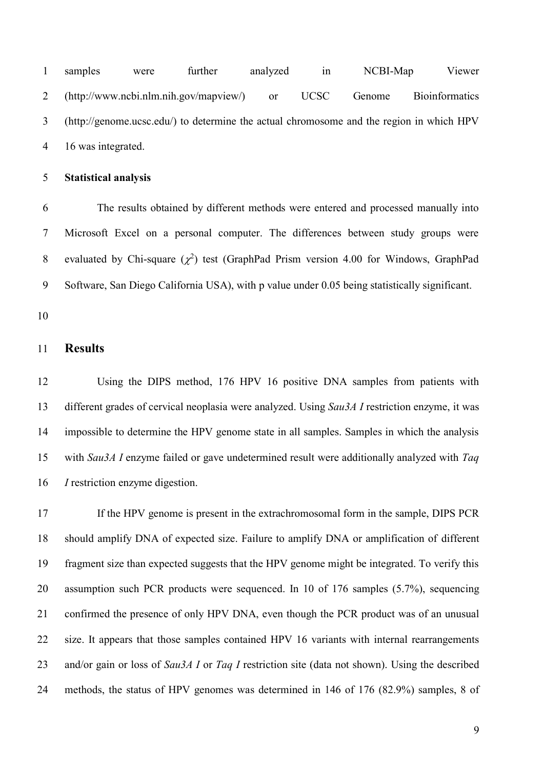samples were further analyzed in NCBI-Map Viewer (http://www.ncbi.nlm.nih.gov/mapview/) or UCSC Genome Bioinformatics (http://genome.ucsc.edu/) to determine the actual chromosome and the region in which HPV 16 was integrated.

**Statistical analysis**

The results obtained by different methods were entered and processed manually into Microsoft Excel on a personal computer. The differences between study groups were evaluated by Chi-square ($\chi^2$) test (GraphPad Prism version 4.00 for Windows, GraphPad Software, San Diego California USA), with p value under 0.05 being statistically significant.

## Results

Using the DIPS method, 176 HPV 16 positive DNA samples from patients with different grades of cervical neoplasia were analyzed. Using *Sau3A I* restriction enzyme, it was impossible to determine the HPV genome state in all samples. Samples in which the analysis with *Sau3A I* enzyme failed or gave undetermined result were additionally analyzed with *Taq I* restriction enzyme digestion.

If the HPV genome is present in the extrachromosomal form in the sample, DIPS PCR should amplify DNA of expected size. Failure to amplify DNA or amplification of different fragment size than expected suggests that the HPV genome might be integrated. To verify this assumption such PCR products were sequenced. In 10 of 176 samples (5.7%), sequencing confirmed the presence of only HPV DNA, even though the PCR product was of an unusual size. It appears that those samples contained HPV 16 variants with internal rearrangements and/or gain or loss of *Sau3A I* or *Taq I* restriction site (data not shown). Using the described methods, the status of HPV genomes was determined in 146 of 176 (82.9%) samples, 8 of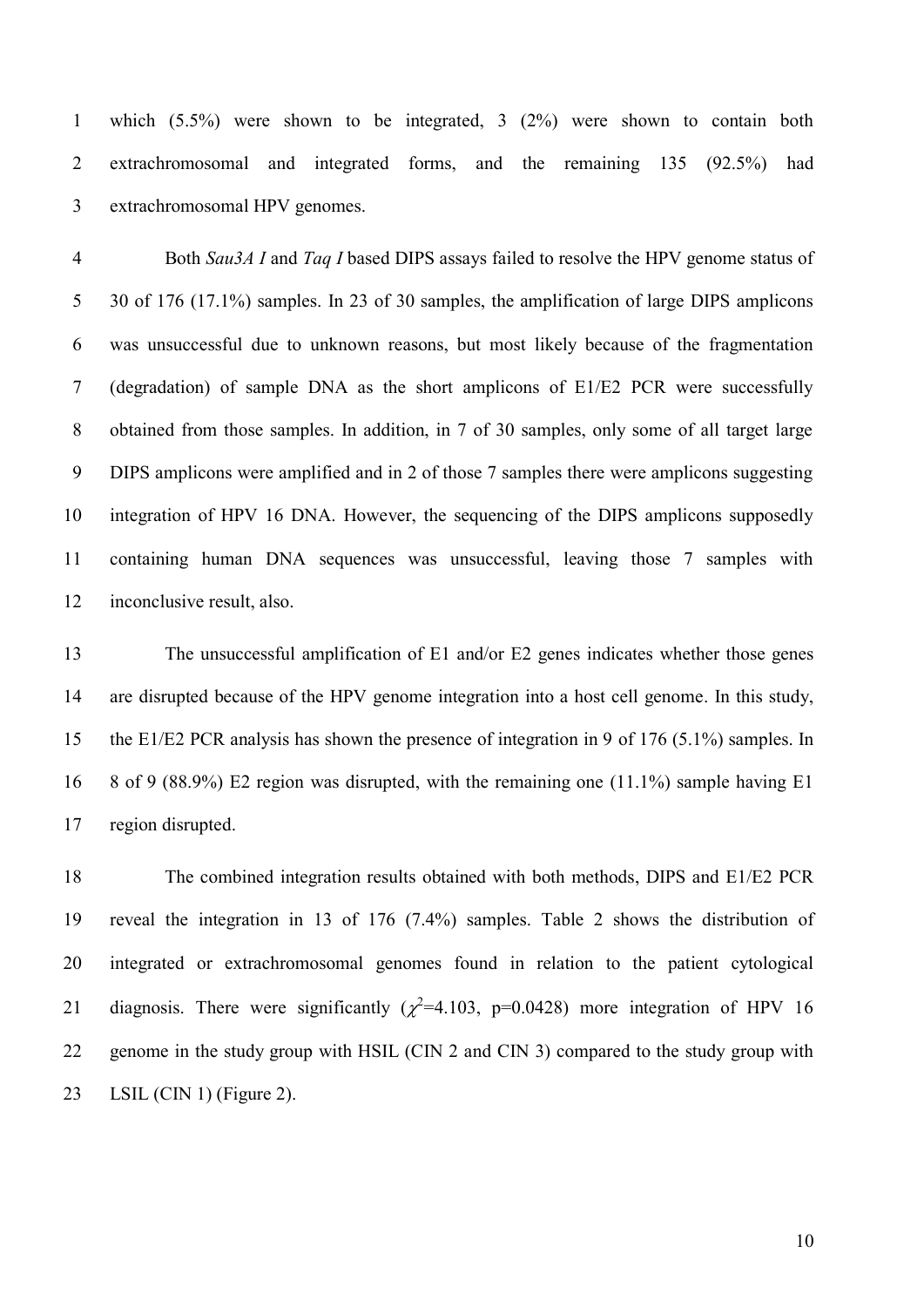which (5.5%) were shown to be integrated, 3 (2%) were shown to contain both extrachromosomal and integrated forms, and the remaining 135 (92.5%) had extrachromosomal HPV genomes.

Both *Sau3A I* and *Taq I* based DIPS assays failed to resolve the HPV genome status of 30 of 176 (17.1%) samples. In 23 of 30 samples, the amplification of large DIPS amplicons was unsuccessful due to unknown reasons, but most likely because of the fragmentation (degradation) of sample DNA as the short amplicons of E1/E2 PCR were successfully obtained from those samples. In addition, in 7 of 30 samples, only some of all target large DIPS amplicons were amplified and in 2 of those 7 samples there were amplicons suggesting integration of HPV 16 DNA. However, the sequencing of the DIPS amplicons supposedly containing human DNA sequences was unsuccessful, leaving those 7 samples with inconclusive result, also.

The unsuccessful amplification of E1 and/or E2 genes indicates whether those genes are disrupted because of the HPV genome integration into a host cell genome. In this study, the E1/E2 PCR analysis has shown the presence of integration in 9 of 176 (5.1%) samples. In 8 of 9 (88.9%) E2 region was disrupted, with the remaining one (11.1%) sample having E1 region disrupted.

The combined integration results obtained with both methods, DIPS and E1/E2 PCR reveal the integration in 13 of 176 (7.4%) samples. Table 2 shows the distribution of integrated or extrachromosomal genomes found in relation to the patient cytological diagnosis. There were significantly ($\chi^2$=4.103, p=0.0428) more integration of HPV 16 genome in the study group with HSIL (CIN 2 and CIN 3) compared to the study group with LSIL (CIN 1) (Figure 2).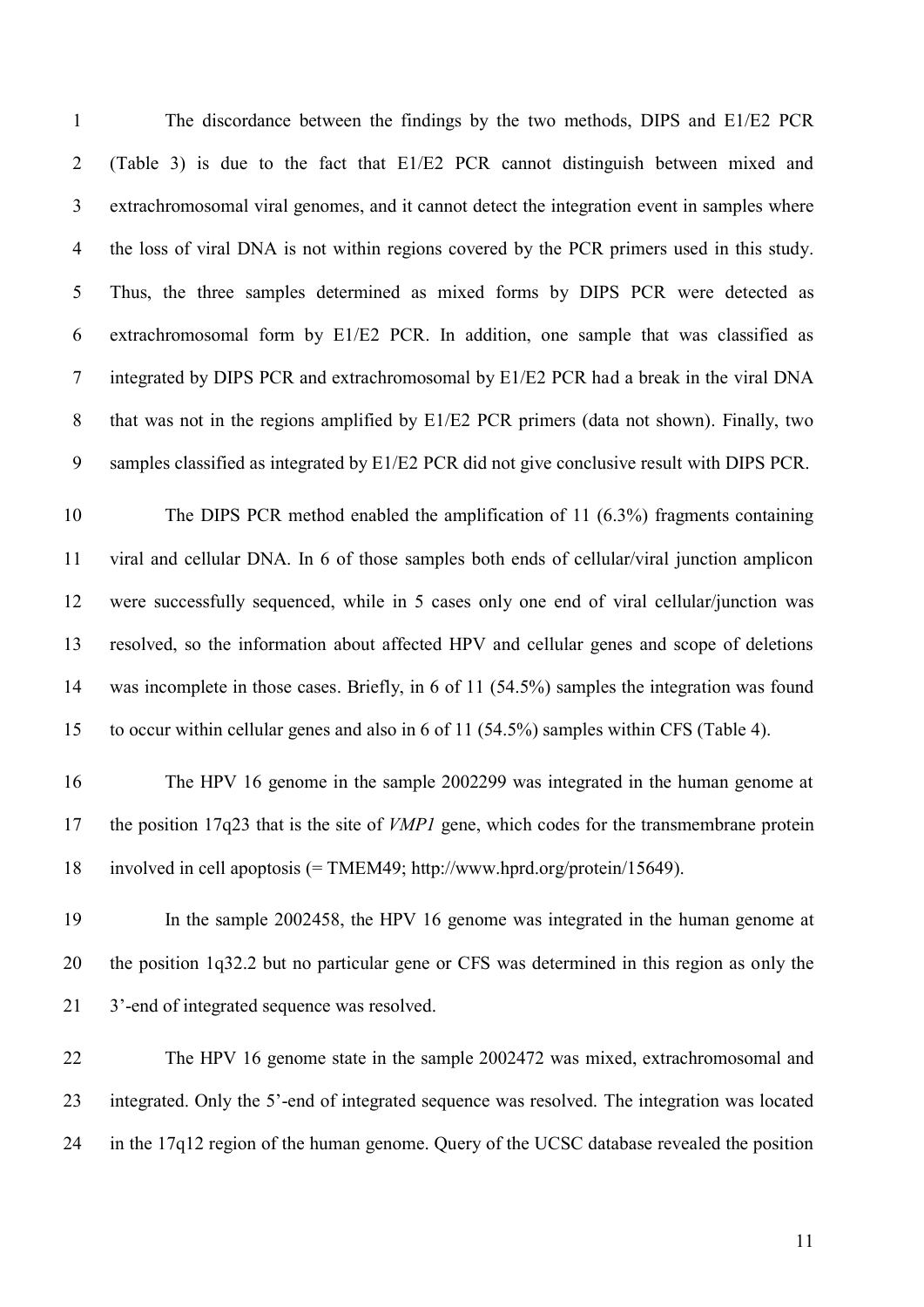The discordance between the findings by the two methods, DIPS and E1/E2 PCR (Table 3) is due to the fact that E1/E2 PCR cannot distinguish between mixed and extrachromosomal viral genomes, and it cannot detect the integration event in samples where the loss of viral DNA is not within regions covered by the PCR primers used in this study. Thus, the three samples determined as mixed forms by DIPS PCR were detected as extrachromosomal form by E1/E2 PCR. In addition, one sample that was classified as integrated by DIPS PCR and extrachromosomal by E1/E2 PCR had a break in the viral DNA that was not in the regions amplified by E1/E2 PCR primers (data not shown). Finally, two samples classified as integrated by E1/E2 PCR did not give conclusive result with DIPS PCR.

The DIPS PCR method enabled the amplification of 11 (6.3%) fragments containing viral and cellular DNA. In 6 of those samples both ends of cellular/viral junction amplicon were successfully sequenced, while in 5 cases only one end of viral cellular/junction was resolved, so the information about affected HPV and cellular genes and scope of deletions was incomplete in those cases. Briefly, in 6 of 11 (54.5%) samples the integration was found to occur within cellular genes and also in 6 of 11 (54.5%) samples within CFS (Table 4).

The HPV 16 genome in the sample 2002299 was integrated in the human genome at the position 17q23 that is the site of *VMP1* gene, which codes for the transmembrane protein involved in cell apoptosis (= TMEM49; http://www.hprd.org/protein/15649).

In the sample 2002458, the HPV 16 genome was integrated in the human genome at the position 1q32.2 but no particular gene or CFS was determined in this region as only the 3'-end of integrated sequence was resolved.

The HPV 16 genome state in the sample 2002472 was mixed, extrachromosomal and integrated. Only the 5'-end of integrated sequence was resolved. The integration was located in the 17q12 region of the human genome. Query of the UCSC database revealed the position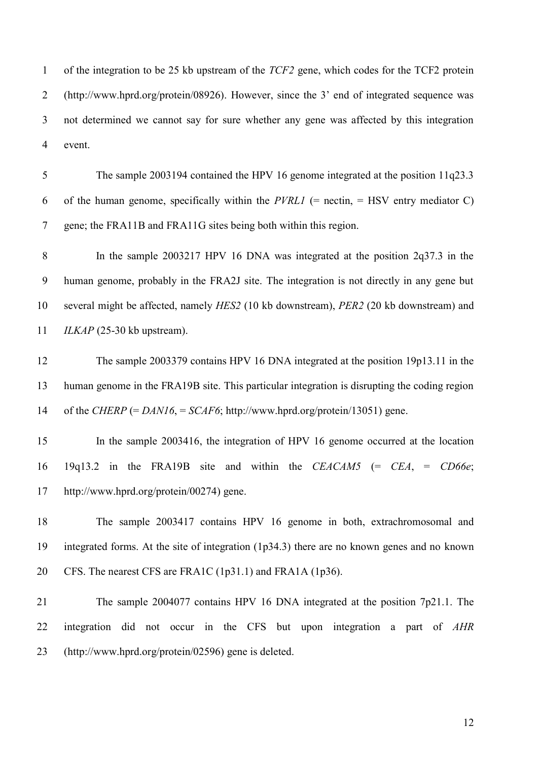of the integration to be 25 kb upstream of the *TCF2* gene, which codes for the TCF2 protein (http://www.hprd.org/protein/08926). However, since the 3' end of integrated sequence was not determined we cannot say for sure whether any gene was affected by this integration event.

The sample 2003194 contained the HPV 16 genome integrated at the position 11q23.3 of the human genome, specifically within the *PVRL1* (= nectin, = HSV entry mediator C) gene; the FRA11B and FRA11G sites being both within this region.

In the sample 2003217 HPV 16 DNA was integrated at the position 2q37.3 in the human genome, probably in the FRA2J site. The integration is not directly in any gene but several might be affected, namely *HES2* (10 kb downstream), *PER2* (20 kb downstream) and *ILKAP* (25-30 kb upstream).

The sample 2003379 contains HPV 16 DNA integrated at the position 19p13.11 in the human genome in the FRA19B site. This particular integration is disrupting the coding region of the *CHERP* (= *DAN16*, = *SCAF6*; http://www.hprd.org/protein/13051) gene.

In the sample 2003416, the integration of HPV 16 genome occurred at the location 19q13.2 in the FRA19B site and within the *CEACAM5* (= *CEA*, = *CD66e*; http://www.hprd.org/protein/00274) gene.

The sample 2003417 contains HPV 16 genome in both, extrachromosomal and integrated forms. At the site of integration (1p34.3) there are no known genes and no known CFS. The nearest CFS are FRA1C (1p31.1) and FRA1A (1p36).

The sample 2004077 contains HPV 16 DNA integrated at the position 7p21.1. The integration did not occur in the CFS but upon integration a part of *AHR* (http://www.hprd.org/protein/02596) gene is deleted.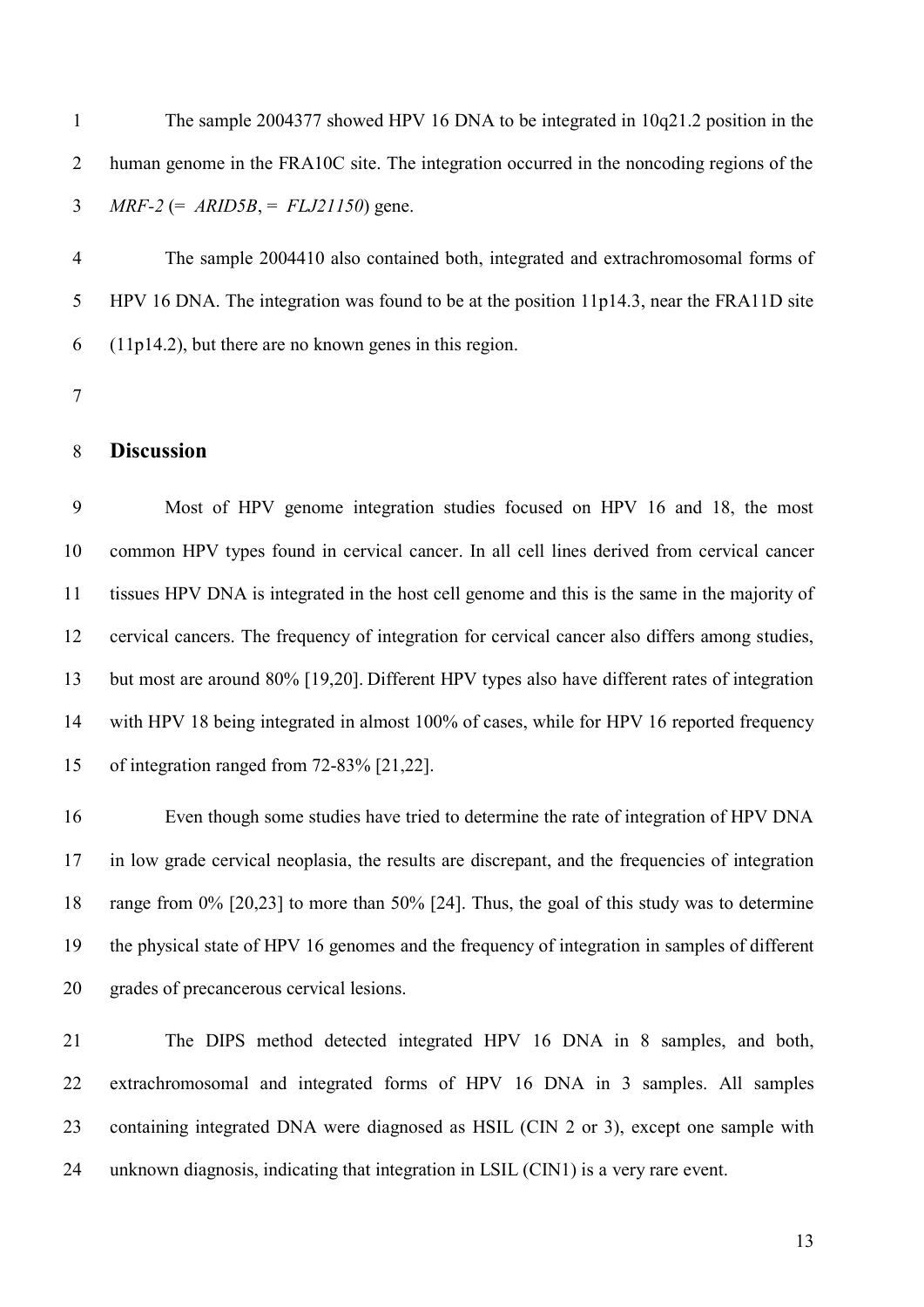The sample 2004377 showed HPV 16 DNA to be integrated in 10q21.2 position in the human genome in the FRA10C site. The integration occurred in the noncoding regions of the *MRF-2* (= *ARID5B*, = *FLJ21150*) gene.

The sample 2004410 also contained both, integrated and extrachromosomal forms of HPV 16 DNA. The integration was found to be at the position 11p14.3, near the FRA11D site (11p14.2), but there are no known genes in this region.

## Discussion

Most of HPV genome integration studies focused on HPV 16 and 18, the most common HPV types found in cervical cancer. In all cell lines derived from cervical cancer tissues HPV DNA is integrated in the host cell genome and this is the same in the majority of cervical cancers. The frequency of integration for cervical cancer also differs among studies, but most are around 80% [19,20]. Different HPV types also have different rates of integration with HPV 18 being integrated in almost 100% of cases, while for HPV 16 reported frequency of integration ranged from 72-83% [21,22].

Even though some studies have tried to determine the rate of integration of HPV DNA in low grade cervical neoplasia, the results are discrepant, and the frequencies of integration range from 0% [20,23] to more than 50% [24]. Thus, the goal of this study was to determine the physical state of HPV 16 genomes and the frequency of integration in samples of different grades of precancerous cervical lesions.

The DIPS method detected integrated HPV 16 DNA in 8 samples, and both, extrachromosomal and integrated forms of HPV 16 DNA in 3 samples. All samples containing integrated DNA were diagnosed as HSIL (CIN 2 or 3), except one sample with unknown diagnosis, indicating that integration in LSIL (CIN1) is a very rare event.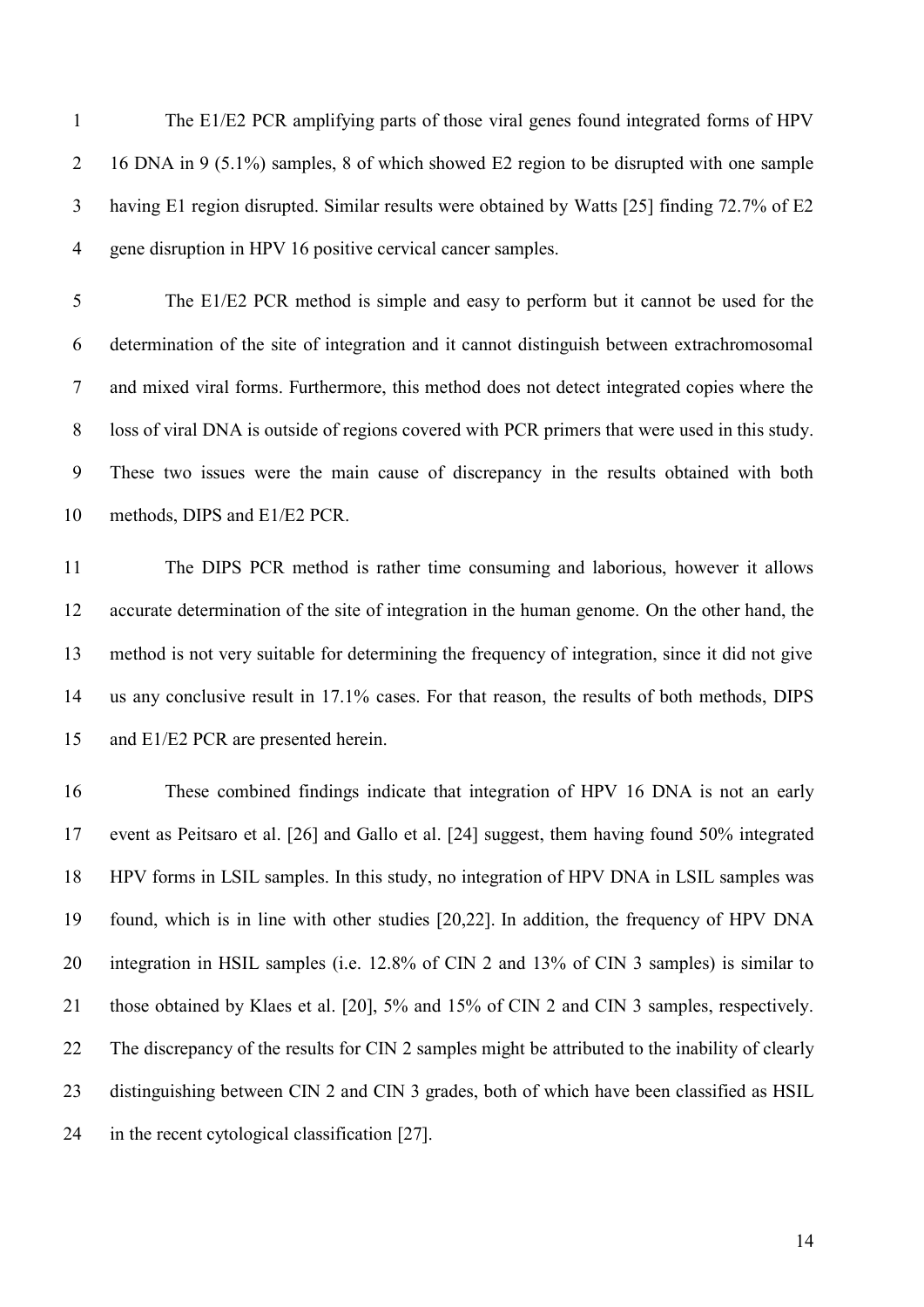The E1/E2 PCR amplifying parts of those viral genes found integrated forms of HPV 16 DNA in 9 (5.1%) samples, 8 of which showed E2 region to be disrupted with one sample having E1 region disrupted. Similar results were obtained by Watts [25] finding 72.7% of E2 gene disruption in HPV 16 positive cervical cancer samples.

The E1/E2 PCR method is simple and easy to perform but it cannot be used for the determination of the site of integration and it cannot distinguish between extrachromosomal and mixed viral forms. Furthermore, this method does not detect integrated copies where the loss of viral DNA is outside of regions covered with PCR primers that were used in this study. These two issues were the main cause of discrepancy in the results obtained with both methods, DIPS and E1/E2 PCR.

The DIPS PCR method is rather time consuming and laborious, however it allows accurate determination of the site of integration in the human genome. On the other hand, the method is not very suitable for determining the frequency of integration, since it did not give us any conclusive result in 17.1% cases. For that reason, the results of both methods, DIPS and E1/E2 PCR are presented herein.

These combined findings indicate that integration of HPV 16 DNA is not an early event as Peitsaro et al. [26] and Gallo et al. [24] suggest, them having found 50% integrated HPV forms in LSIL samples. In this study, no integration of HPV DNA in LSIL samples was found, which is in line with other studies [20,22]. In addition, the frequency of HPV DNA integration in HSIL samples (i.e. 12.8% of CIN 2 and 13% of CIN 3 samples) is similar to those obtained by Klaes et al. [20], 5% and 15% of CIN 2 and CIN 3 samples, respectively. The discrepancy of the results for CIN 2 samples might be attributed to the inability of clearly distinguishing between CIN 2 and CIN 3 grades, both of which have been classified as HSIL in the recent cytological classification [27].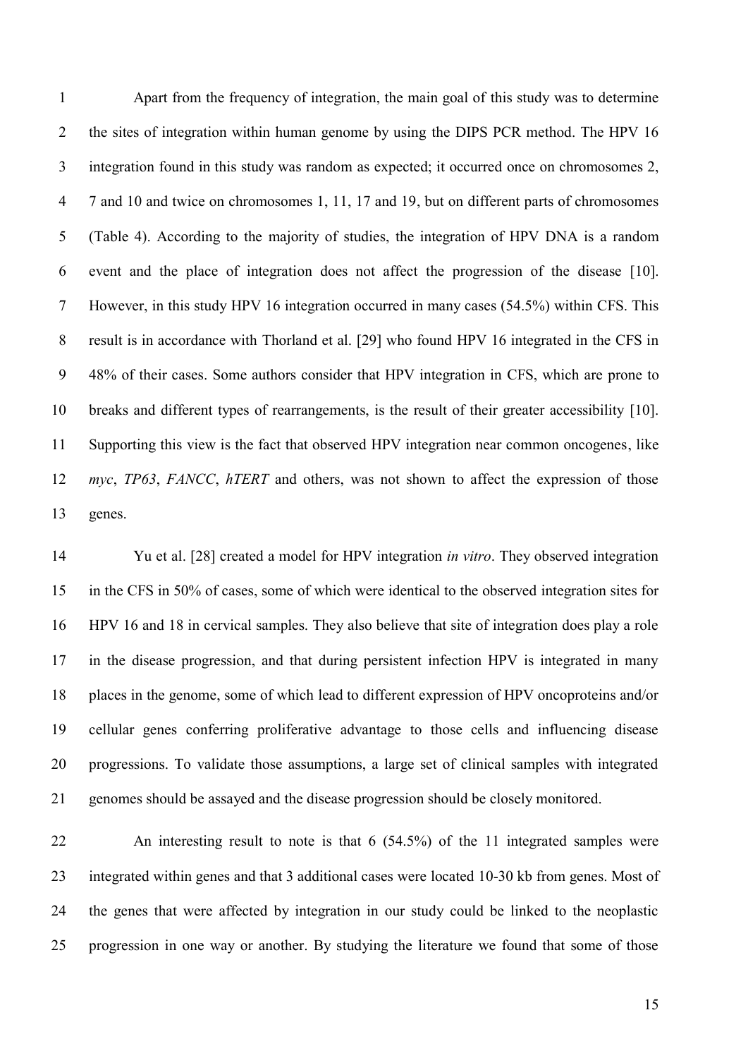Apart from the frequency of integration, the main goal of this study was to determine the sites of integration within human genome by using the DIPS PCR method. The HPV 16 integration found in this study was random as expected; it occurred once on chromosomes 2, 7 and 10 and twice on chromosomes 1, 11, 17 and 19, but on different parts of chromosomes (Table 4). According to the majority of studies, the integration of HPV DNA is a random event and the place of integration does not affect the progression of the disease [10]. However, in this study HPV 16 integration occurred in many cases (54.5%) within CFS. This result is in accordance with Thorland et al. [29] who found HPV 16 integrated in the CFS in 48% of their cases. Some authors consider that HPV integration in CFS, which are prone to breaks and different types of rearrangements, is the result of their greater accessibility [10]. Supporting this view is the fact that observed HPV integration near common oncogenes, like *myc*, *TP63*, *FANCC*, *hTERT* and others, was not shown to affect the expression of those genes.

Yu et al. [28] created a model for HPV integration *in vitro*. They observed integration in the CFS in 50% of cases, some of which were identical to the observed integration sites for HPV 16 and 18 in cervical samples. They also believe that site of integration does play a role in the disease progression, and that during persistent infection HPV is integrated in many places in the genome, some of which lead to different expression of HPV oncoproteins and/or cellular genes conferring proliferative advantage to those cells and influencing disease progressions. To validate those assumptions, a large set of clinical samples with integrated genomes should be assayed and the disease progression should be closely monitored.

An interesting result to note is that 6 (54.5%) of the 11 integrated samples were integrated within genes and that 3 additional cases were located 10-30 kb from genes. Most of the genes that were affected by integration in our study could be linked to the neoplastic progression in one way or another. By studying the literature we found that some of those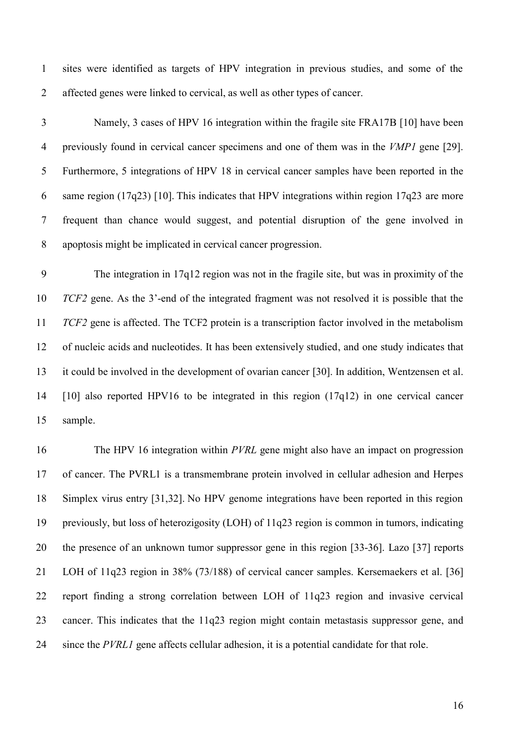sites were identified as targets of HPV integration in previous studies, and some of the affected genes were linked to cervical, as well as other types of cancer.

Namely, 3 cases of HPV 16 integration within the fragile site FRA17B [10] have been previously found in cervical cancer specimens and one of them was in the *VMP1* gene [29]. Furthermore, 5 integrations of HPV 18 in cervical cancer samples have been reported in the same region (17q23) [10]. This indicates that HPV integrations within region 17q23 are more frequent than chance would suggest, and potential disruption of the gene involved in apoptosis might be implicated in cervical cancer progression.

The integration in 17q12 region was not in the fragile site, but was in proximity of the *TCF2* gene. As the 3'-end of the integrated fragment was not resolved it is possible that the *TCF2* gene is affected. The TCF2 protein is a transcription factor involved in the metabolism of nucleic acids and nucleotides. It has been extensively studied, and one study indicates that it could be involved in the development of ovarian cancer [30]. In addition, Wentzensen et al. [10] also reported HPV16 to be integrated in this region (17q12) in one cervical cancer sample.

The HPV 16 integration within *PVRL* gene might also have an impact on progression of cancer. The PVRL1 is a transmembrane protein involved in cellular adhesion and Herpes Simplex virus entry [31,32]. No HPV genome integrations have been reported in this region previously, but loss of heterozigosity (LOH) of 11q23 region is common in tumors, indicating the presence of an unknown tumor suppressor gene in this region [33-36]. Lazo [37] reports LOH of 11q23 region in 38% (73/188) of cervical cancer samples. Kersemaekers et al. [36] report finding a strong correlation between LOH of 11q23 region and invasive cervical cancer. This indicates that the 11q23 region might contain metastasis suppressor gene, and since the *PVRL1* gene affects cellular adhesion, it is a potential candidate for that role.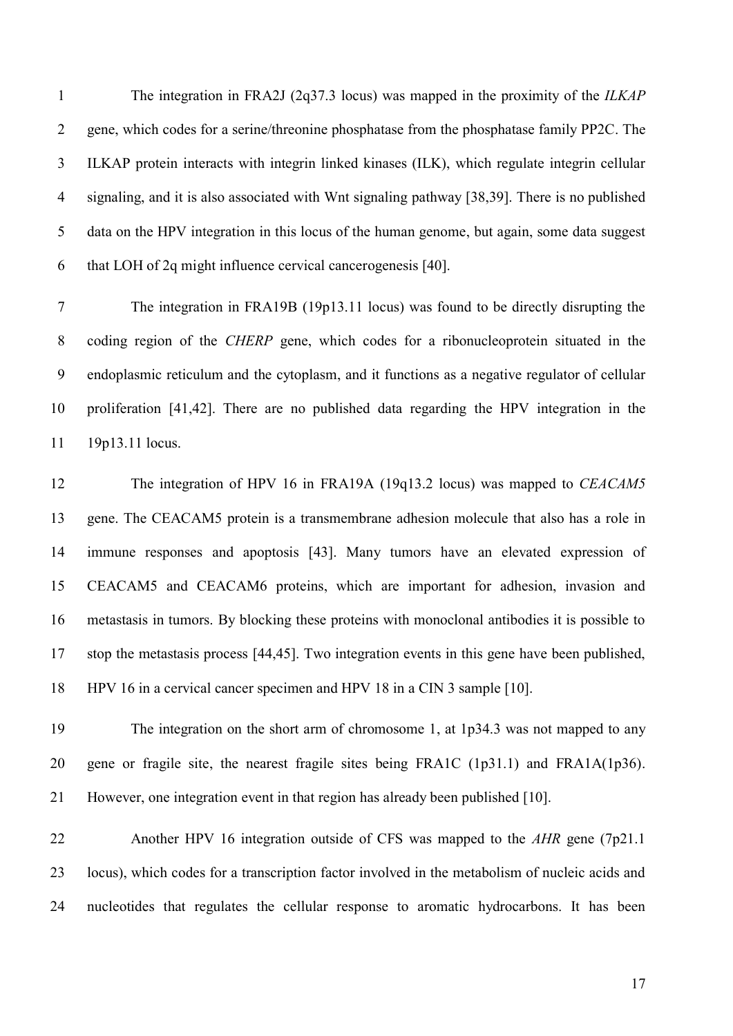The integration in FRA2J (2q37.3 locus) was mapped in the proximity of the *ILKAP* gene, which codes for a serine/threonine phosphatase from the phosphatase family PP2C. The ILKAP protein interacts with integrin linked kinases (ILK), which regulate integrin cellular signaling, and it is also associated with Wnt signaling pathway [38,39]. There is no published data on the HPV integration in this locus of the human genome, but again, some data suggest that LOH of 2q might influence cervical cancerogenesis [40].

The integration in FRA19B (19p13.11 locus) was found to be directly disrupting the coding region of the *CHERP* gene, which codes for a ribonucleoprotein situated in the endoplasmic reticulum and the cytoplasm, and it functions as a negative regulator of cellular proliferation [41,42]. There are no published data regarding the HPV integration in the 19p13.11 locus.

The integration of HPV 16 in FRA19A (19q13.2 locus) was mapped to *CEACAM5* gene. The CEACAM5 protein is a transmembrane adhesion molecule that also has a role in immune responses and apoptosis [43]. Many tumors have an elevated expression of CEACAM5 and CEACAM6 proteins, which are important for adhesion, invasion and metastasis in tumors. By blocking these proteins with monoclonal antibodies it is possible to stop the metastasis process [44,45]. Two integration events in this gene have been published, HPV 16 in a cervical cancer specimen and HPV 18 in a CIN 3 sample [10].

The integration on the short arm of chromosome 1, at 1p34.3 was not mapped to any gene or fragile site, the nearest fragile sites being FRA1C (1p31.1) and FRA1A(1p36). However, one integration event in that region has already been published [10].

Another HPV 16 integration outside of CFS was mapped to the *AHR* gene (7p21.1 locus), which codes for a transcription factor involved in the metabolism of nucleic acids and nucleotides that regulates the cellular response to aromatic hydrocarbons. It has been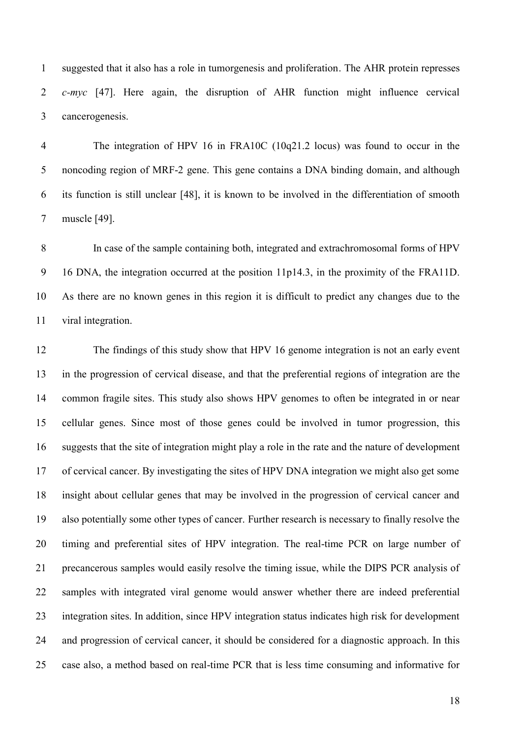suggested that it also has a role in tumorgenesis and proliferation. The AHR protein represses *c-myc* [47]. Here again, the disruption of AHR function might influence cervical cancerogenesis.

The integration of HPV 16 in FRA10C (10q21.2 locus) was found to occur in the noncoding region of MRF-2 gene. This gene contains a DNA binding domain, and although its function is still unclear [48], it is known to be involved in the differentiation of smooth muscle [49].

In case of the sample containing both, integrated and extrachromosomal forms of HPV 16 DNA, the integration occurred at the position 11p14.3, in the proximity of the FRA11D. As there are no known genes in this region it is difficult to predict any changes due to the viral integration.

The findings of this study show that HPV 16 genome integration is not an early event in the progression of cervical disease, and that the preferential regions of integration are the common fragile sites. This study also shows HPV genomes to often be integrated in or near cellular genes. Since most of those genes could be involved in tumor progression, this suggests that the site of integration might play a role in the rate and the nature of development of cervical cancer. By investigating the sites of HPV DNA integration we might also get some insight about cellular genes that may be involved in the progression of cervical cancer and also potentially some other types of cancer. Further research is necessary to finally resolve the timing and preferential sites of HPV integration. The real-time PCR on large number of precancerous samples would easily resolve the timing issue, while the DIPS PCR analysis of samples with integrated viral genome would answer whether there are indeed preferential integration sites. In addition, since HPV integration status indicates high risk for development and progression of cervical cancer, it should be considered for a diagnostic approach. In this case also, a method based on real-time PCR that is less time consuming and informative for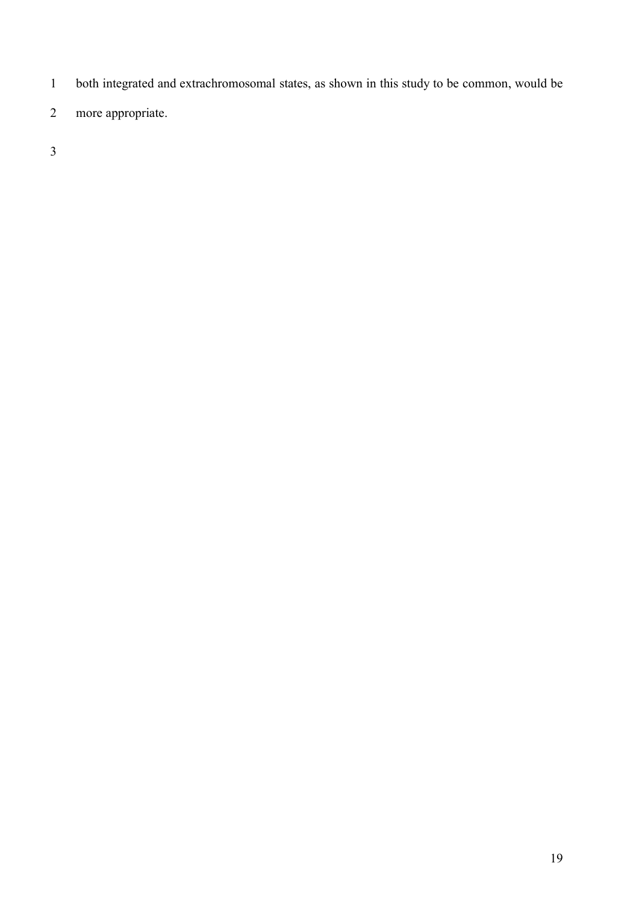both integrated and extrachromosomal states, as shown in this study to be common, would be more appropriate.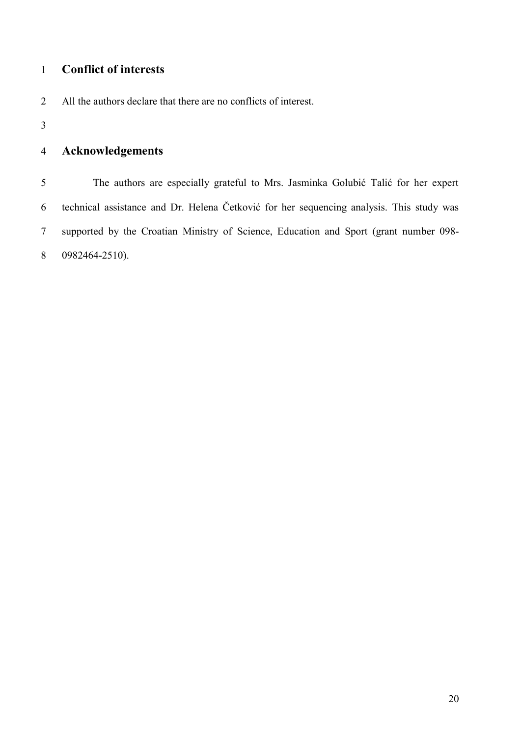## Conflict of interests

All the authors declare that there are no conflicts of interest.

## Acknowledgements

The authors are especially grateful to Mrs. Jasminka Golubić Talić for her expert technical assistance and Dr. Helena Četković for her sequencing analysis. This study was supported by the Croatian Ministry of Science, Education and Sport (grant number 098-0982464-2510).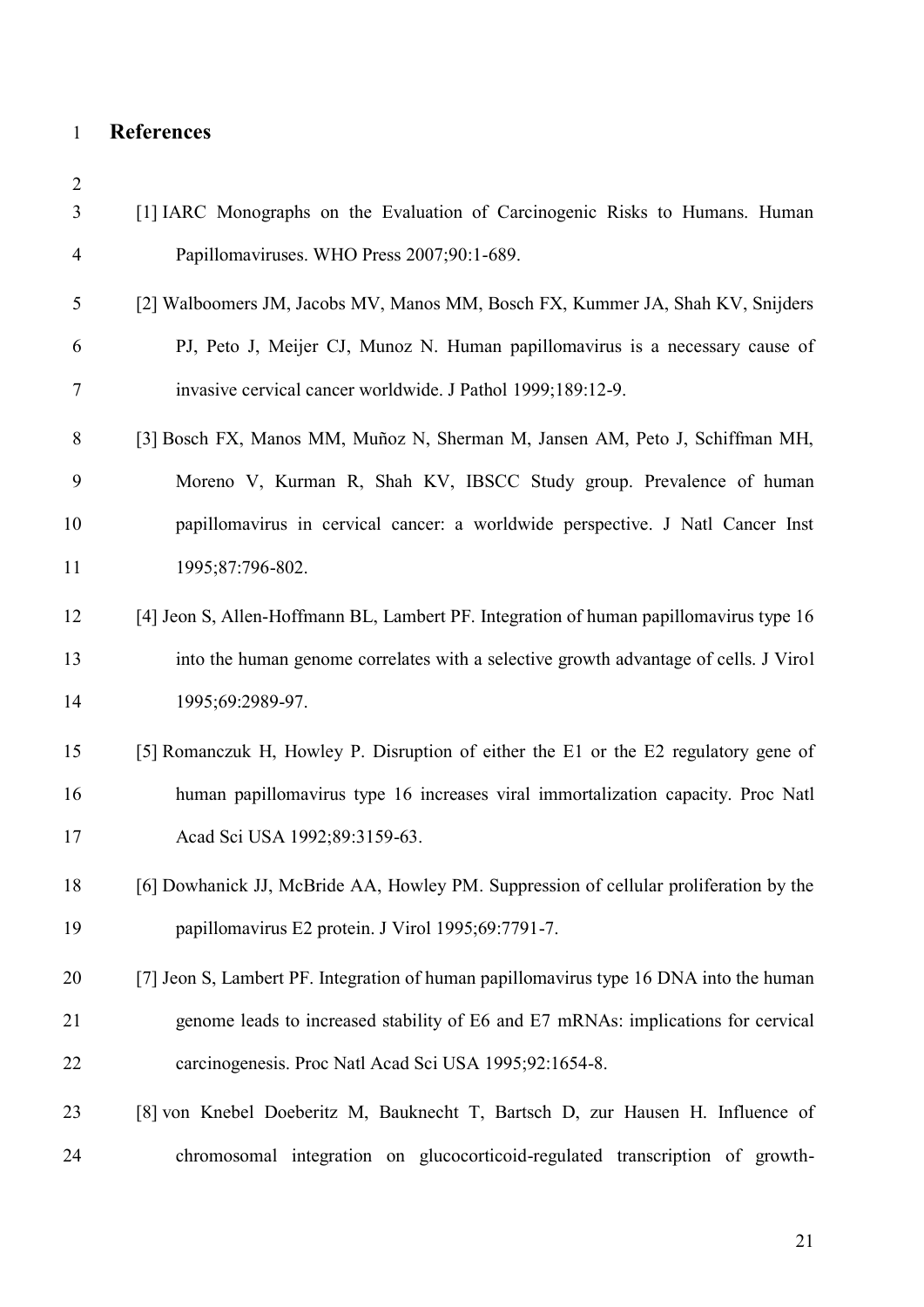# References

[1] IARC Monographs on the Evaluation of Carcinogenic Risks to Humans. Human Papillomaviruses. WHO Press 2007;90:1-689.

[2] Walboomers JM, Jacobs MV, Manos MM, Bosch FX, Kummer JA, Shah KV, Snijders PJ, Peto J, Meijer CJ, Munoz N. Human papillomavirus is a necessary cause of invasive cervical cancer worldwide. J Pathol 1999;189:12-9.

[3] Bosch FX, Manos MM, Muñoz N, Sherman M, Jansen AM, Peto J, Schiffman MH, Moreno V, Kurman R, Shah KV, IBSCC Study group. Prevalence of human papillomavirus in cervical cancer: a worldwide perspective. J Natl Cancer Inst 1995;87:796-802.

[4] Jeon S, Allen-Hoffmann BL, Lambert PF. Integration of human papillomavirus type 16 into the human genome correlates with a selective growth advantage of cells. J Virol 1995;69:2989-97.

[5] Romanczuk H, Howley P. Disruption of either the E1 or the E2 regulatory gene of human papillomavirus type 16 increases viral immortalization capacity. Proc Natl Acad Sci USA 1992;89:3159-63.

[6] Dowhanick JJ, McBride AA, Howley PM. Suppression of cellular proliferation by the papillomavirus E2 protein. J Virol 1995;69:7791-7.

[7] Jeon S, Lambert PF. Integration of human papillomavirus type 16 DNA into the human genome leads to increased stability of E6 and E7 mRNAs: implications for cervical carcinogenesis. Proc Natl Acad Sci USA 1995;92:1654-8.

[8] von Knebel Doeberitz M, Bauknecht T, Bartsch D, zur Hausen H. Influence of chromosomal integration on glucocorticoid-regulated transcription of growth-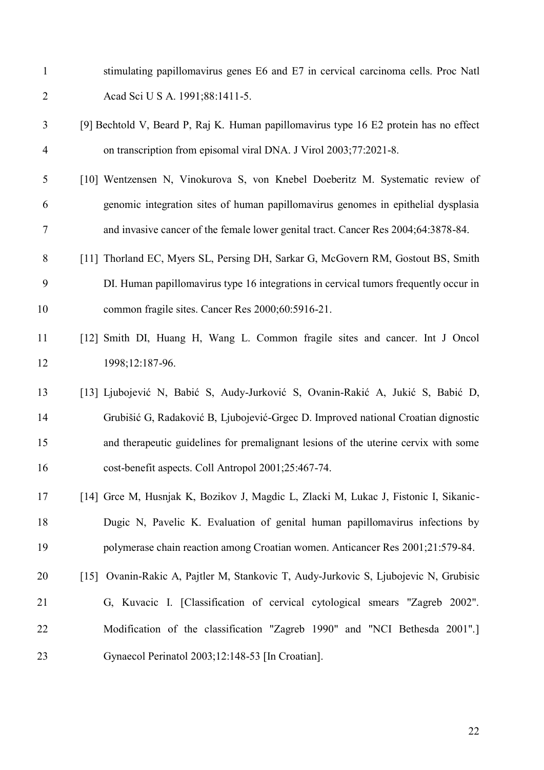stimulating papillomavirus genes E6 and E7 in cervical carcinoma cells. Proc Natl Acad Sci U S A. 1991;88:1411-5.

[9] Bechtold V, Beard P, Raj K. Human papillomavirus type 16 E2 protein has no effect on transcription from episomal viral DNA. J Virol 2003;77:2021-8.

[10] Wentzensen N, Vinokurova S, von Knebel Doeberitz M. Systematic review of genomic integration sites of human papillomavirus genomes in epithelial dysplasia and invasive cancer of the female lower genital tract. Cancer Res 2004;64:3878-84.

[11] Thorland EC, Myers SL, Persing DH, Sarkar G, McGovern RM, Gostout BS, Smith DI. Human papillomavirus type 16 integrations in cervical tumors frequently occur in common fragile sites. Cancer Res 2000;60:5916-21.

[12] Smith DI, Huang H, Wang L. Common fragile sites and cancer. Int J Oncol 1998;12:187-96.

[13] Ljubojević N, Babić S, Audy-Jurković S, Ovanin-Rakić A, Jukić S, Babić D, Grubišić G, Radaković B, Ljubojević-Grgec D. Improved national Croatian dignostic and therapeutic guidelines for premalignant lesions of the uterine cervix with some cost-benefit aspects. Coll Antropol 2001;25:467-74.

[14] Grce M, Husnjak K, Bozikov J, Magdic L, Zlacki M, Lukac J, Fistonic I, Sikanic-Dugic N, Pavelic K. Evaluation of genital human papillomavirus infections by polymerase chain reaction among Croatian women. Anticancer Res 2001;21:579-84.

[15] Ovanin-Rakic A, Pajtler M, Stankovic T, Audy-Jurkovic S, Ljubojevic N, Grubisic G, Kuvacic I. [Classification of cervical cytological smears "Zagreb 2002". Modification of the classification "Zagreb 1990" and "NCI Bethesda 2001".] Gynaecol Perinatol 2003;12:148-53 [In Croatian].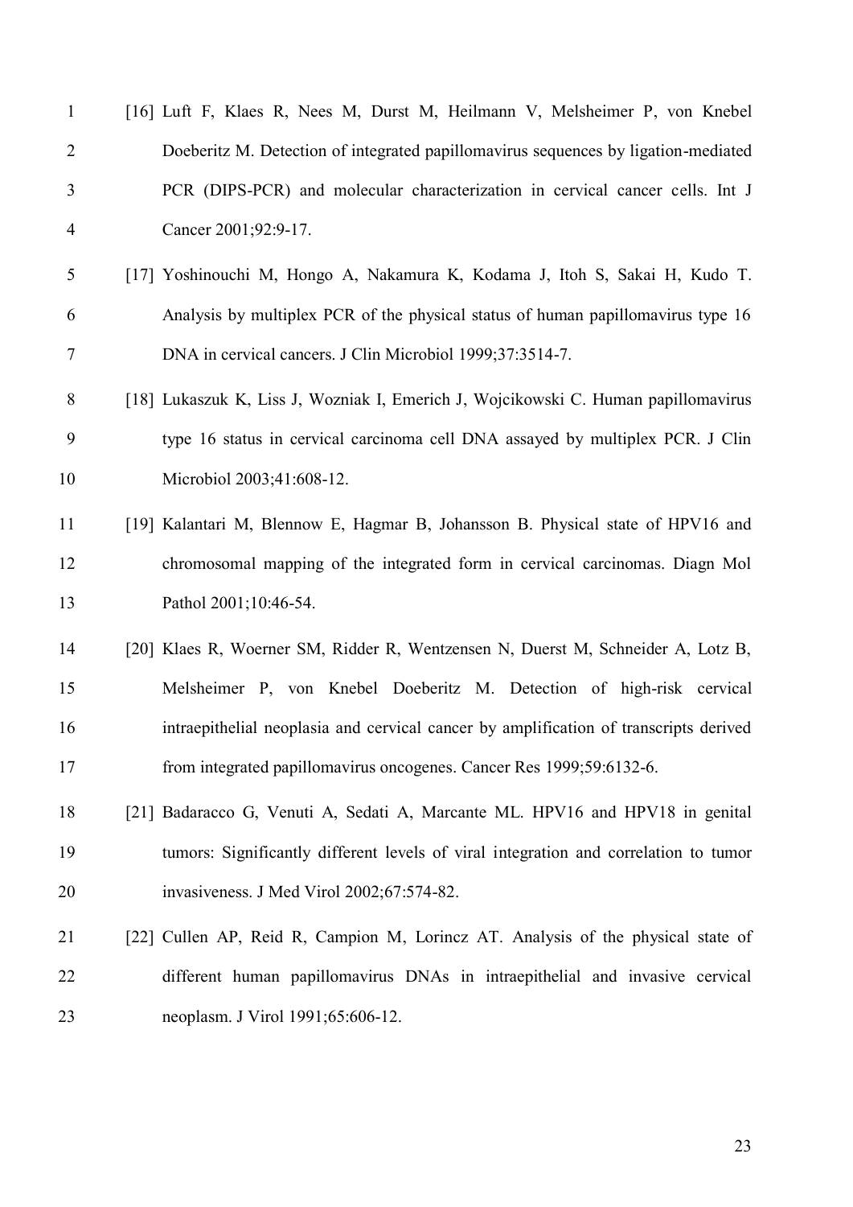[16] Luft F, Klaes R, Nees M, Durst M, Heilmann V, Melsheimer P, von Knebel Doeberitz M. Detection of integrated papillomavirus sequences by ligation-mediated PCR (DIPS-PCR) and molecular characterization in cervical cancer cells. Int J Cancer 2001;92:9-17.

[17] Yoshinouchi M, Hongo A, Nakamura K, Kodama J, Itoh S, Sakai H, Kudo T. Analysis by multiplex PCR of the physical status of human papillomavirus type 16 DNA in cervical cancers. J Clin Microbiol 1999;37:3514-7.

[18] Lukaszuk K, Liss J, Wozniak I, Emerich J, Wojcikowski C. Human papillomavirus type 16 status in cervical carcinoma cell DNA assayed by multiplex PCR. J Clin Microbiol 2003;41:608-12.

[19] Kalantari M, Blennow E, Hagmar B, Johansson B. Physical state of HPV16 and chromosomal mapping of the integrated form in cervical carcinomas. Diagn Mol Pathol 2001;10:46-54.

[20] Klaes R, Woerner SM, Ridder R, Wentzensen N, Duerst M, Schneider A, Lotz B, Melsheimer P, von Knebel Doeberitz M. Detection of high-risk cervical intraepithelial neoplasia and cervical cancer by amplification of transcripts derived from integrated papillomavirus oncogenes. Cancer Res 1999;59:6132-6.

[21] Badaracco G, Venuti A, Sedati A, Marcante ML. HPV16 and HPV18 in genital tumors: Significantly different levels of viral integration and correlation to tumor invasiveness. J Med Virol 2002;67:574-82.

[22] Cullen AP, Reid R, Campion M, Lorincz AT. Analysis of the physical state of different human papillomavirus DNAs in intraepithelial and invasive cervical neoplasm. J Virol 1991;65:606-12.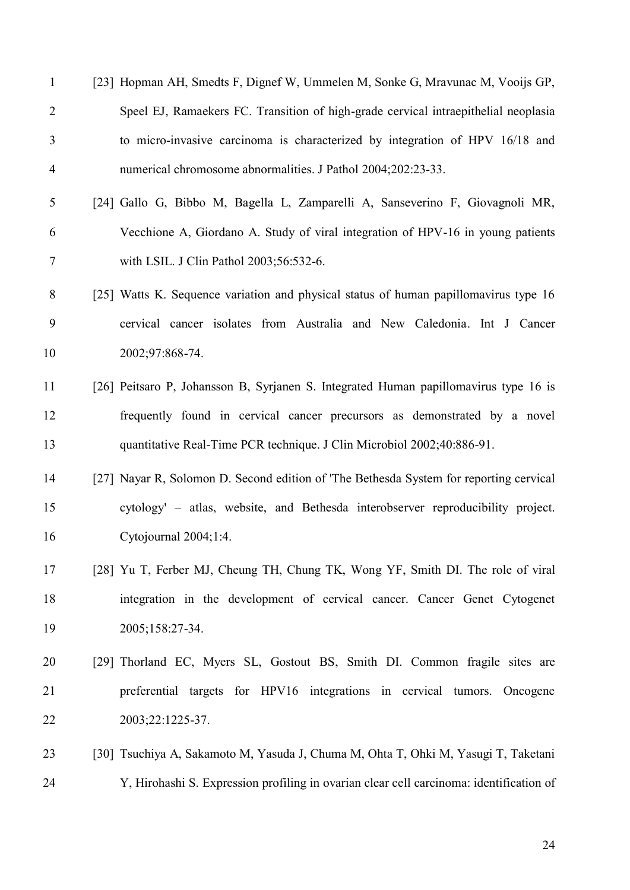[23] Hopman AH, Smedts F, Dignef W, Ummelen M, Sonke G, Mravunac M, Vooijs GP, Speel EJ, Ramaekers FC. Transition of high-grade cervical intraepithelial neoplasia to micro-invasive carcinoma is characterized by integration of HPV 16/18 and numerical chromosome abnormalities. J Pathol 2004;202:23-33.

[24] Gallo G, Bibbo M, Bagella L, Zamparelli A, Sanseverino F, Giovagnoli MR, Vecchione A, Giordano A. Study of viral integration of HPV-16 in young patients with LSIL. J Clin Pathol 2003;56:532-6.

[25] Watts K. Sequence variation and physical status of human papillomavirus type 16 cervical cancer isolates from Australia and New Caledonia. Int J Cancer 2002;97:868-74.

[26] Peitsaro P, Johansson B, Syrjanen S. Integrated Human papillomavirus type 16 is frequently found in cervical cancer precursors as demonstrated by a novel quantitative Real-Time PCR technique. J Clin Microbiol 2002;40:886-91.

[27] Nayar R, Solomon D. Second edition of 'The Bethesda System for reporting cervical cytology' – atlas, website, and Bethesda interobserver reproducibility project. Cytojournal 2004;1:4.

[28] Yu T, Ferber MJ, Cheung TH, Chung TK, Wong YF, Smith DI. The role of viral integration in the development of cervical cancer. Cancer Genet Cytogenet 2005;158:27-34.

[29] Thorland EC, Myers SL, Gostout BS, Smith DI. Common fragile sites are preferential targets for HPV16 integrations in cervical tumors. Oncogene 2003;22:1225-37.

[30] Tsuchiya A, Sakamoto M, Yasuda J, Chuma M, Ohta T, Ohki M, Yasugi T, Taketani Y, Hirohashi S. Expression profiling in ovarian clear cell carcinoma: identification of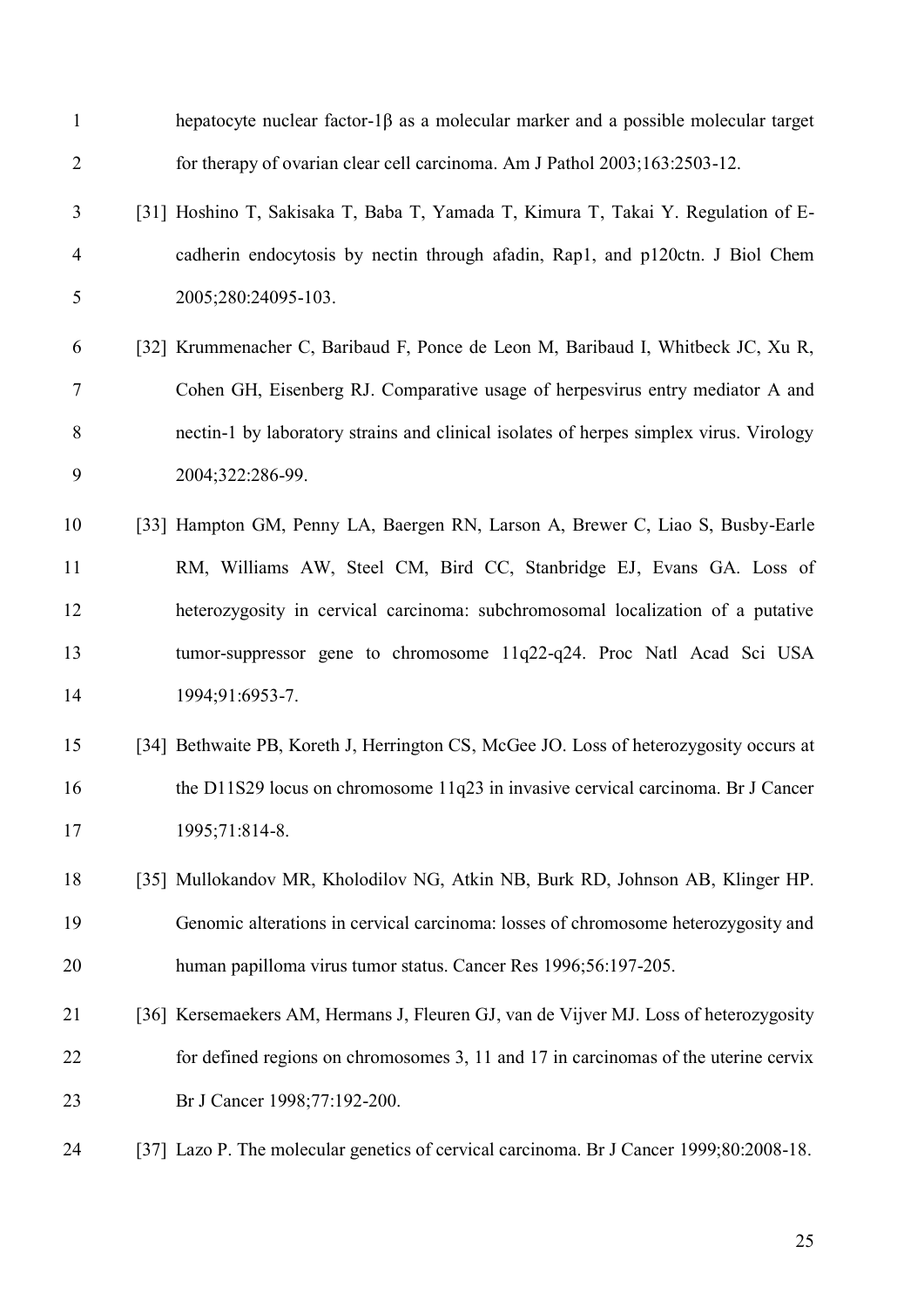hepatocyte nuclear factor-1β as a molecular marker and a possible molecular target for therapy of ovarian clear cell carcinoma. Am J Pathol 2003;163:2503-12.

[31] Hoshino T, Sakisaka T, Baba T, Yamada T, Kimura T, Takai Y. Regulation of E-cadherin endocytosis by nectin through afadin, Rap1, and p120ctn. J Biol Chem 2005;280:24095-103.

[32] Krummenacher C, Baribaud F, Ponce de Leon M, Baribaud I, Whitbeck JC, Xu R, Cohen GH, Eisenberg RJ. Comparative usage of herpesvirus entry mediator A and nectin-1 by laboratory strains and clinical isolates of herpes simplex virus. Virology 2004;322:286-99.

[33] Hampton GM, Penny LA, Baergen RN, Larson A, Brewer C, Liao S, Busby-Earle RM, Williams AW, Steel CM, Bird CC, Stanbridge EJ, Evans GA. Loss of heterozygosity in cervical carcinoma: subchromosomal localization of a putative tumor-suppressor gene to chromosome 11q22-q24. Proc Natl Acad Sci USA 1994;91:6953-7.

[34] Bethwaite PB, Koreth J, Herrington CS, McGee JO. Loss of heterozygosity occurs at the D11S29 locus on chromosome 11q23 in invasive cervical carcinoma. Br J Cancer 1995;71:814-8.

[35] Mullokandov MR, Kholodilov NG, Atkin NB, Burk RD, Johnson AB, Klinger HP. Genomic alterations in cervical carcinoma: losses of chromosome heterozygosity and human papilloma virus tumor status. Cancer Res 1996;56:197-205.

[36] Kersemaekers AM, Hermans J, Fleuren GJ, van de Vijver MJ. Loss of heterozygosity for defined regions on chromosomes 3, 11 and 17 in carcinomas of the uterine cervix Br J Cancer 1998;77:192-200.

[37] Lazo P. The molecular genetics of cervical carcinoma. Br J Cancer 1999;80:2008-18.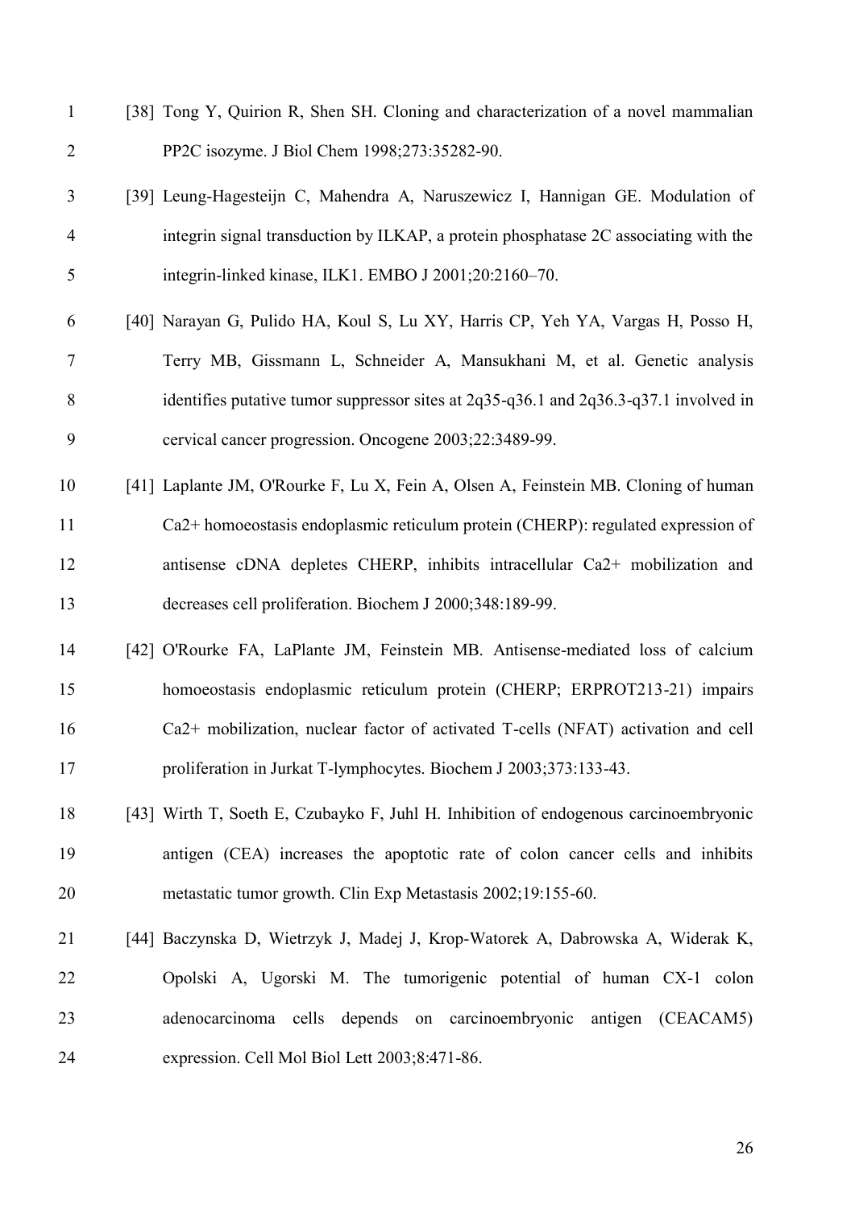[38] Tong Y, Quirion R, Shen SH. Cloning and characterization of a novel mammalian PP2C isozyme. J Biol Chem 1998;273:35282-90.

[39] Leung-Hagesteijn C, Mahendra A, Naruszewicz I, Hannigan GE. Modulation of integrin signal transduction by ILKAP, a protein phosphatase 2C associating with the integrin-linked kinase, ILK1. EMBO J 2001;20:2160–70.

[40] Narayan G, Pulido HA, Koul S, Lu XY, Harris CP, Yeh YA, Vargas H, Posso H, Terry MB, Gissmann L, Schneider A, Mansukhani M, et al. Genetic analysis identifies putative tumor suppressor sites at 2q35-q36.1 and 2q36.3-q37.1 involved in cervical cancer progression. Oncogene 2003;22:3489-99.

[41] Laplante JM, O'Rourke F, Lu X, Fein A, Olsen A, Feinstein MB. Cloning of human Ca2+ homoeostasis endoplasmic reticulum protein (CHERP): regulated expression of antisense cDNA depletes CHERP, inhibits intracellular Ca2+ mobilization and decreases cell proliferation. Biochem J 2000;348:189-99.

[42] O'Rourke FA, LaPlante JM, Feinstein MB. Antisense-mediated loss of calcium homoeostasis endoplasmic reticulum protein (CHERP; ERPROT213-21) impairs Ca2+ mobilization, nuclear factor of activated T-cells (NFAT) activation and cell proliferation in Jurkat T-lymphocytes. Biochem J 2003;373:133-43.

[43] Wirth T, Soeth E, Czubayko F, Juhl H. Inhibition of endogenous carcinoembryonic antigen (CEA) increases the apoptotic rate of colon cancer cells and inhibits metastatic tumor growth. Clin Exp Metastasis 2002;19:155-60.

[44] Baczynska D, Wietrzyk J, Madej J, Krop-Watorek A, Dabrowska A, Widerak K, Opolski A, Ugorski M. The tumorigenic potential of human CX-1 colon adenocarcinoma cells depends on carcinoembryonic antigen (CEACAM5) expression. Cell Mol Biol Lett 2003;8:471-86.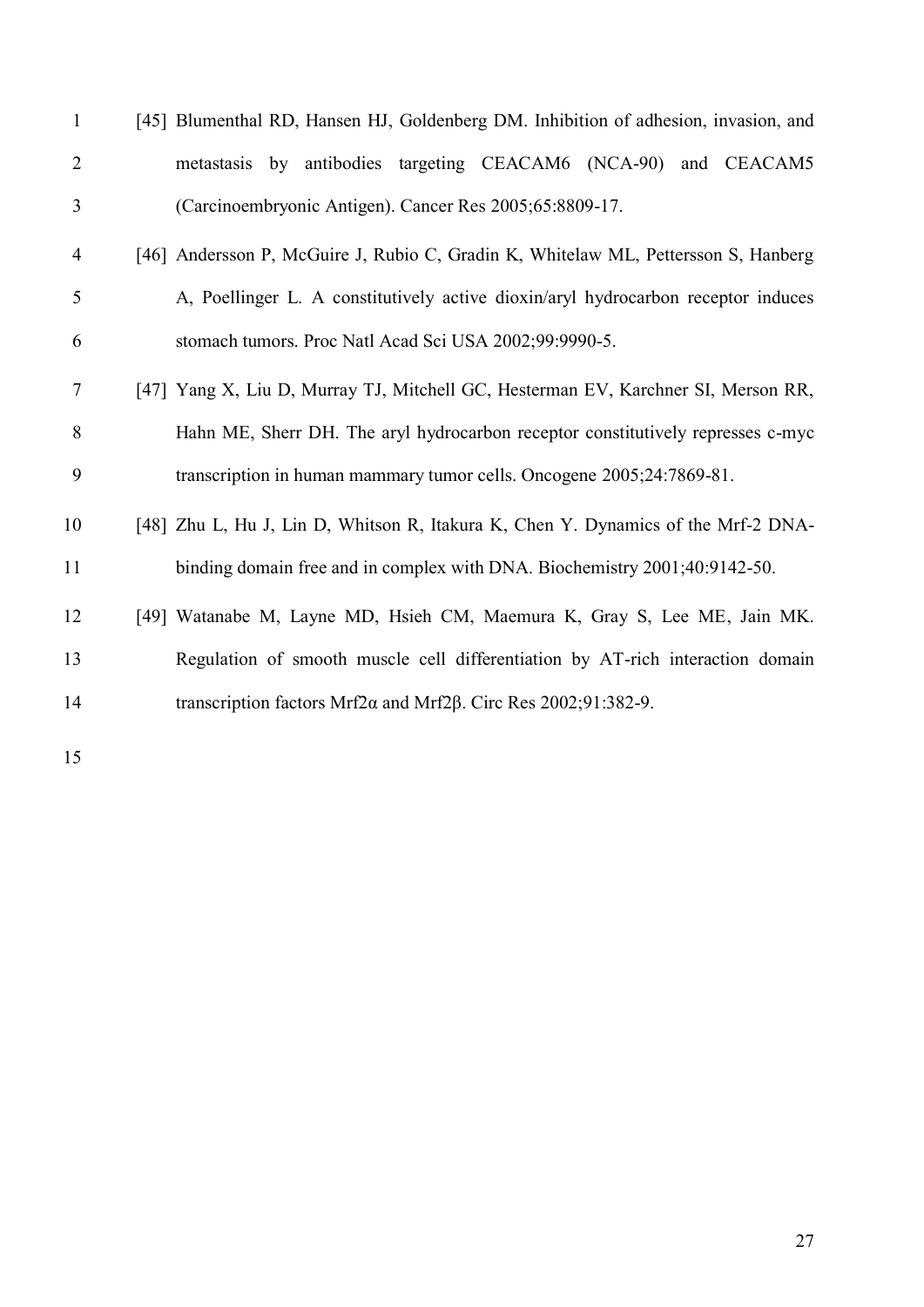[45] Blumenthal RD, Hansen HJ, Goldenberg DM. Inhibition of adhesion, invasion, and metastasis by antibodies targeting CEACAM6 (NCA-90) and CEACAM5 (Carcinoembryonic Antigen). Cancer Res 2005;65:8809-17.

[46] Andersson P, McGuire J, Rubio C, Gradin K, Whitelaw ML, Pettersson S, Hanberg A, Poellinger L. A constitutively active dioxin/aryl hydrocarbon receptor induces stomach tumors. Proc Natl Acad Sci USA 2002;99:9990-5.

[47] Yang X, Liu D, Murray TJ, Mitchell GC, Hesterman EV, Karchner SI, Merson RR, Hahn ME, Sherr DH. The aryl hydrocarbon receptor constitutively represses c-myc transcription in human mammary tumor cells. Oncogene 2005;24:7869-81.

[48] Zhu L, Hu J, Lin D, Whitson R, Itakura K, Chen Y. Dynamics of the Mrf-2 DNA-binding domain free and in complex with DNA. Biochemistry 2001;40:9142-50.

[49] Watanabe M, Layne MD, Hsieh CM, Maemura K, Gray S, Lee ME, Jain MK. Regulation of smooth muscle cell differentiation by AT-rich interaction domain transcription factors Mrf2α and Mrf2β. Circ Res 2002;91:382-9.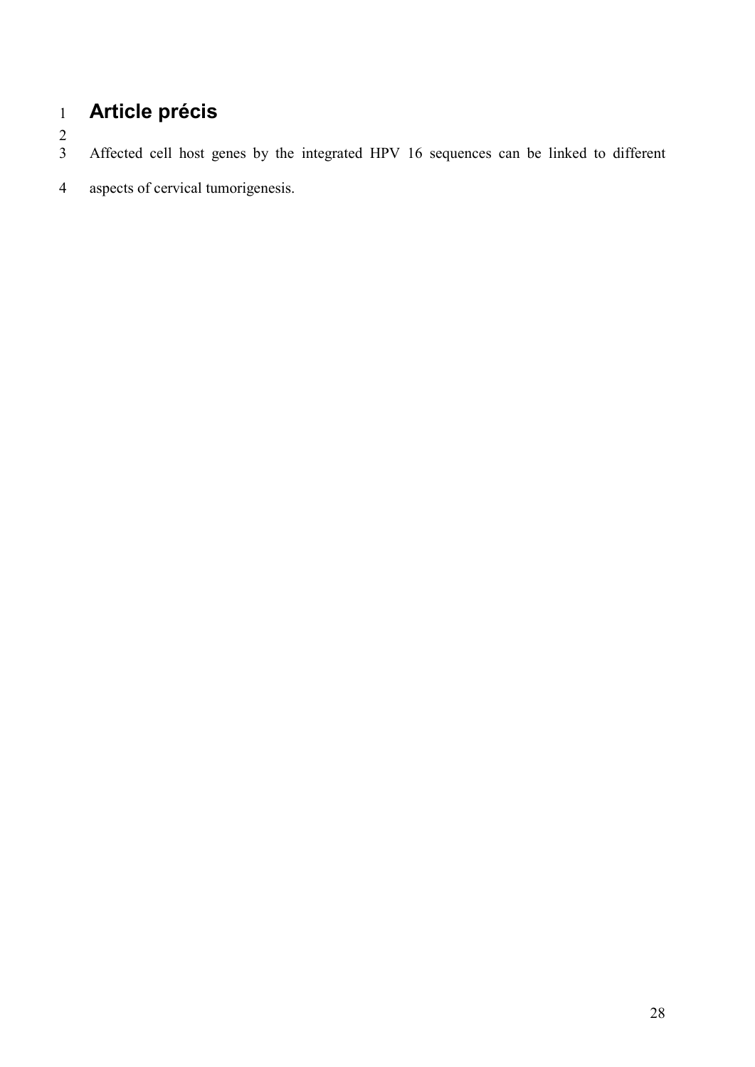# Article précis

Affected cell host genes by the integrated HPV 16 sequences can be linked to different aspects of cervical tumorigenesis.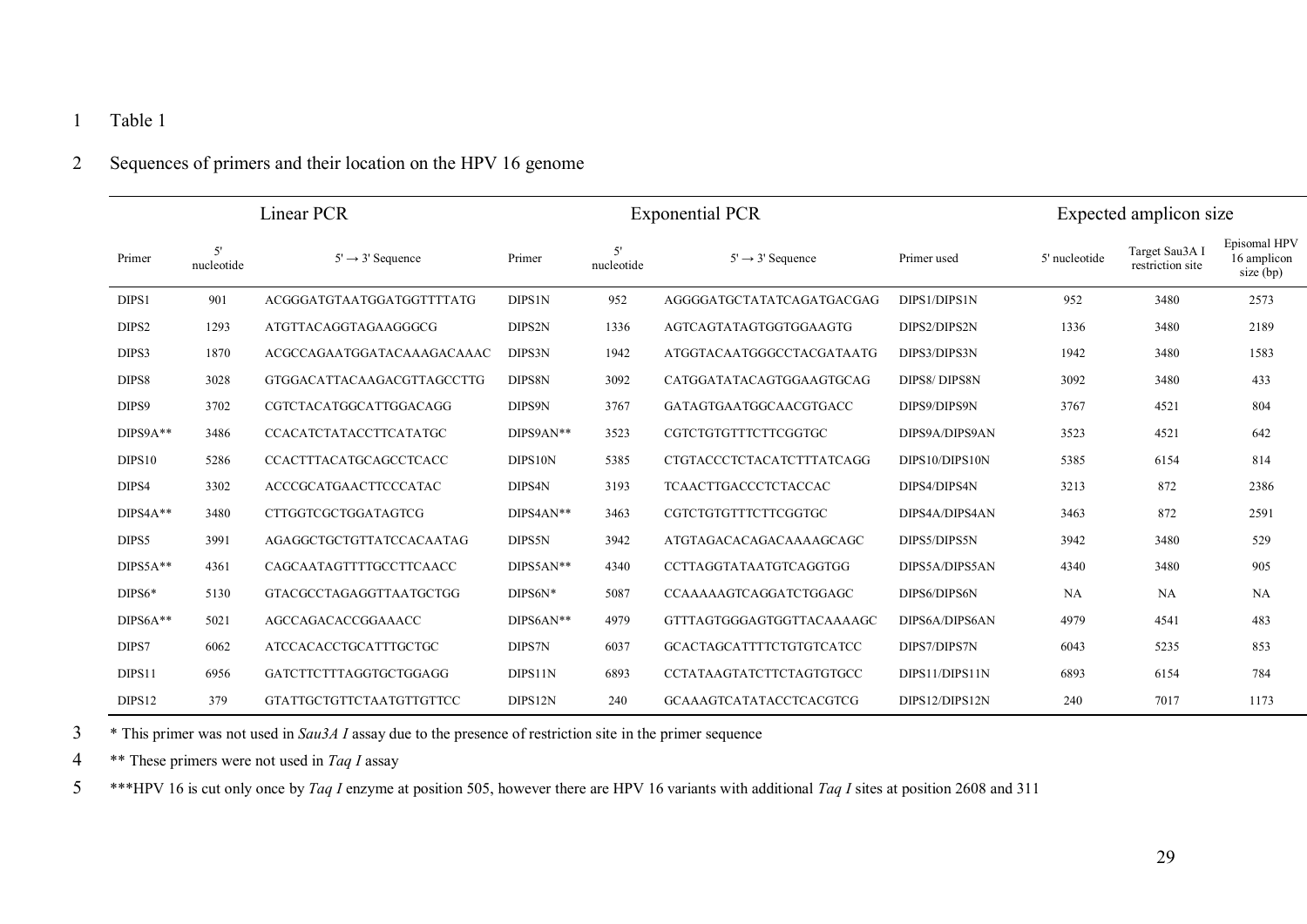Table 1

Sequences of primers and their location on the HPV 16 genome

| Linear PCR | | | Exponential PCR | | | | Expected amplicon size | | |
|---|---|---|---|---|---|---|---|---|---|
| Primer | 5' nucleotide | 5' → 3' Sequence | Primer | 5' nucleotide | 5' → 3' Sequence | Primer used | 5' nucleotide | Target Sau3A I restriction site | Episomal HPV 16 amplicon size (bp) |
| DIPS1 | 901 | ACGGGATGTAATGGATGGTTTTATG | DIPS1N | 952 | AGGGGATGCTATATCAGATGACGAG | DIPS1/DIPS1N | 952 | 3480 | 2573 |
| DIPS2 | 1293 | ATGTTACAGGTAGAAGGGCG | DIPS2N | 1336 | AGTCAGTATAGTGGTGGAAGTG | DIPS2/DIPS2N | 1336 | 3480 | 2189 |
| DIPS3 | 1870 | ACGCCAGAATGGATACAAAGACAAAC | DIPS3N | 1942 | ATGGTACAATGGGCCTACGATAATG | DIPS3/DIPS3N | 1942 | 3480 | 1583 |
| DIPS8 | 3028 | GTGGACATTACAAGACGTTAGCCTTG | DIPS8N | 3092 | CATGGATATACAGTGGAAGTGCAG | DIPS8/ DIPS8N | 3092 | 3480 | 433 |
| DIPS9 | 3702 | CGTCTACATGGCATTGGACAGG | DIPS9N | 3767 | GATAGTGAATGGCAACGTGACC | DIPS9/DIPS9N | 3767 | 4521 | 804 |
| DIPS9A** | 3486 | CCACATCTATACCTTCATATGC | DIPS9AN** | 3523 | CGTCTGTGTTTCTTCGGTGC | DIPS9A/DIPS9AN | 3523 | 4521 | 642 |
| DIPS10 | 5286 | CCACTTTACATGCAGCCTCACC | DIPS10N | 5385 | CTGTACCCTCTACATCTTTATCAGG | DIPS10/DIPS10N | 5385 | 6154 | 814 |
| DIPS4 | 3302 | ACCCGCATGAACTTCCCATAC | DIPS4N | 3193 | TCAACTTGACCCTCTACCAC | DIPS4/DIPS4N | 3213 | 872 | 2386 |
| DIPS4A** | 3480 | CTTGGTCGCTGGATAGTCG | DIPS4AN** | 3463 | CGTCTGTGTTTCTTCGGTGC | DIPS4A/DIPS4AN | 3463 | 872 | 2591 |
| DIPS5 | 3991 | AGAGGCTGCTGTTATCCACAATAG | DIPS5N | 3942 | ATGTAGACACAGACAAAAGCAGC | DIPS5/DIPS5N | 3942 | 3480 | 529 |
| DIPS5A** | 4361 | CAGCAATAGTTTTGCCTTCAACC | DIPS5AN** | 4340 | CCTTAGGTATAATGTCAGGTGG | DIPS5A/DIPS5AN | 4340 | 3480 | 905 |
| DIPS6* | 5130 | GTACGCCTAGAGGTTAATGCTGG | DIPS6N* | 5087 | CCAAAAAGTCAGGATCTGGAGC | DIPS6/DIPS6N | NA | NA | NA |
| DIPS6A** | 5021 | AGCCAGACACCGGAAACC | DIPS6AN** | 4979 | GTTTAGTGGGAGTGGTTACAAAAGC | DIPS6A/DIPS6AN | 4979 | 4541 | 483 |
| DIPS7 | 6062 | ATCCACACCTGCATTTGCTGC | DIPS7N | 6037 | GCACTAGCATTTTCTGTGTCATCC | DIPS7/DIPS7N | 6043 | 5235 | 853 |
| DIPS11 | 6956 | GATCTTCTTTAGGTGCTGGAGG | DIPS11N | 6893 | CCTATAAGTATCTTCTAGTGTGCC | DIPS11/DIPS11N | 6893 | 6154 | 784 |
| DIPS12 | 379 | GTATTGCTGTTCTAATGTTGTTCC | DIPS12N | 240 | GCAAAGTCATATACCTCACGTCG | DIPS12/DIPS12N | 240 | 7017 | 1173 |

* This primer was not used in *Sau3A I* assay due to the presence of restriction site in the primer sequence

** These primers were not used in *Taq I* assay

***HPV 16 is cut only once by *Taq I* enzyme at position 505, however there are HPV 16 variants with additional *Taq I* sites at position 2608 and 311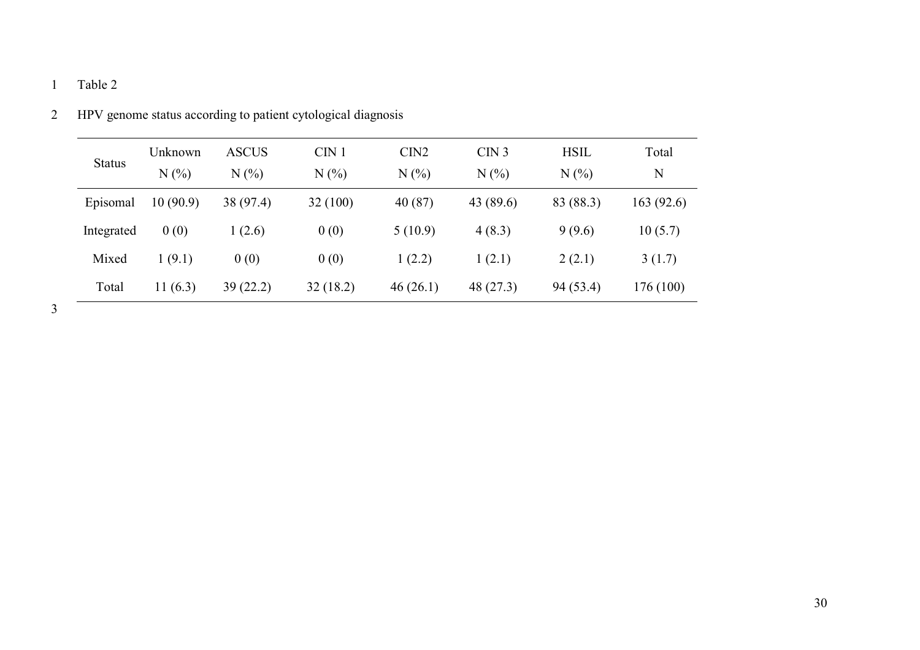Table 2

HPV genome status according to patient cytological diagnosis

| Status | Unknown N (%) | ASCUS N (%) | CIN 1 N (%) | CIN2 N (%) | CIN 3 N (%) | HSIL N (%) | Total N |
|---|---|---|---|---|---|---|---|
| Episomal | 10 (90.9) | 38 (97.4) | 32 (100) | 40 (87) | 43 (89.6) | 83 (88.3) | 163 (92.6) |
| Integrated | 0 (0) | 1 (2.6) | 0 (0) | 5 (10.9) | 4 (8.3) | 9 (9.6) | 10 (5.7) |
| Mixed | 1 (9.1) | 0 (0) | 0 (0) | 1 (2.2) | 1 (2.1) | 2 (2.1) | 3 (1.7) |
| Total | 11 (6.3) | 39 (22.2) | 32 (18.2) | 46 (26.1) | 48 (27.3) | 94 (53.4) | 176 (100) |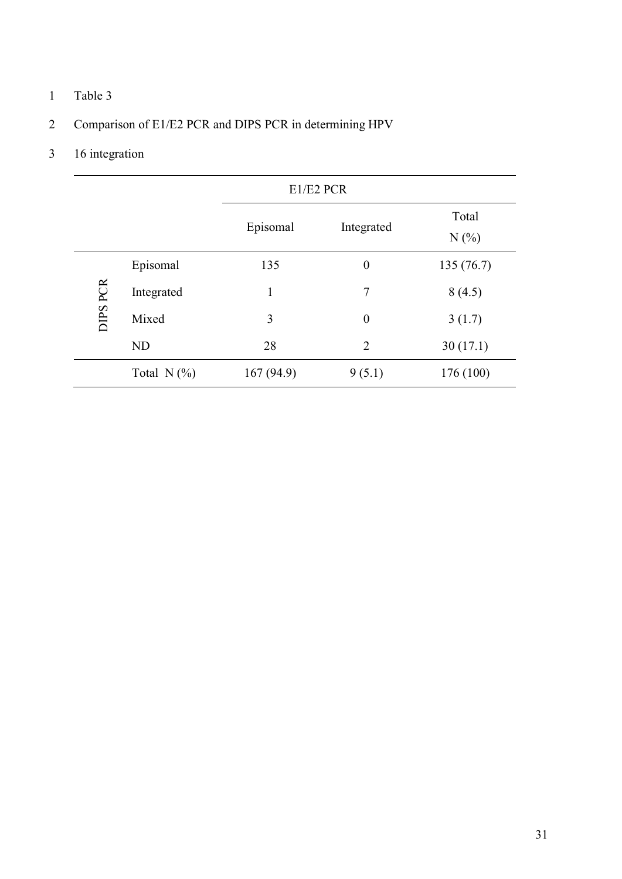Table 3

Comparison of E1/E2 PCR and DIPS PCR in determining HPV 16 integration

| | | E1/E2 PCR | | |
|---|---|---|---|---|
| | | Episomal | Integrated | Total N (%) |
| DIPS PCR | Episomal | 135 | 0 | 135 (76.7) |
| | Integrated | 1 | 7 | 8 (4.5) |
| | Mixed | 3 | 0 | 3 (1.7) |
| | ND | 28 | 2 | 30 (17.1) |
| | Total N (%) | 167 (94.9) | 9 (5.1) | 176 (100) |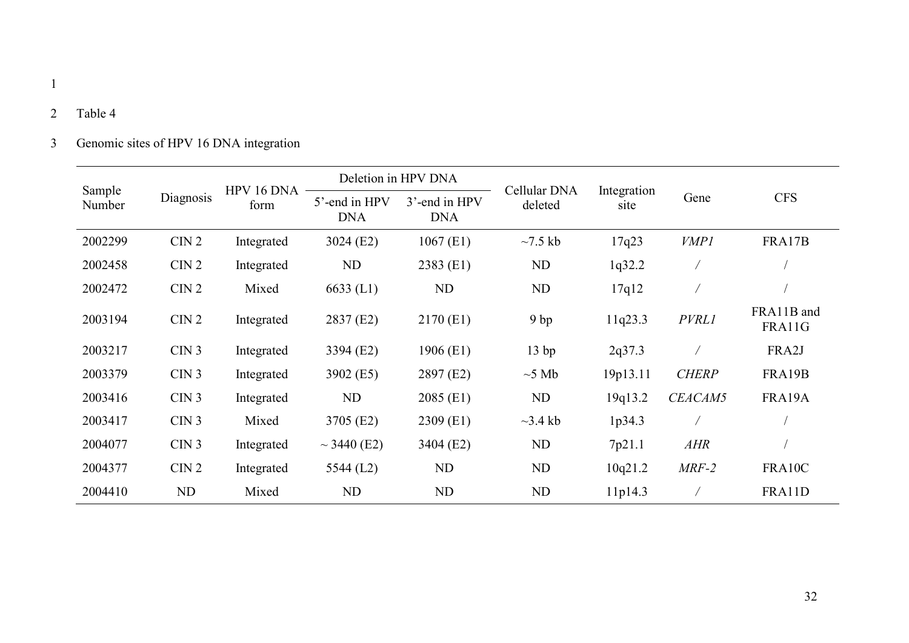Table 4

Genomic sites of HPV 16 DNA integration

| Sample Number | Diagnosis | HPV 16 DNA form | Deletion in HPV DNA | | Cellular DNA deleted | Integration site | Gene | CFS |
|---|---|---|---|---|---|---|---|---|
| | | | 5'-end in HPV DNA | 3'-end in HPV DNA | | | | |
| 2002299 | CIN 2 | Integrated | 3024 (E2) | 1067 (E1) | ~7.5 kb | 17q23 | *VMP1* | FRA17B |
| 2002458 | CIN 2 | Integrated | ND | 2383 (E1) | ND | 1q32.2 | / | / |
| 2002472 | CIN 2 | Mixed | 6633 (L1) | ND | ND | 17q12 | / | / |
| 2003194 | CIN 2 | Integrated | 2837 (E2) | 2170 (E1) | 9 bp | 11q23.3 | *PVRL1* | FRA11B and FRA11G |
| 2003217 | CIN 3 | Integrated | 3394 (E2) | 1906 (E1) | 13 bp | 2q37.3 | / | FRA2J |
| 2003379 | CIN 3 | Integrated | 3902 (E5) | 2897 (E2) | ~5 Mb | 19p13.11 | *CHERP* | FRA19B |
| 2003416 | CIN 3 | Integrated | ND | 2085 (E1) | ND | 19q13.2 | *CEACAM5* | FRA19A |
| 2003417 | CIN 3 | Mixed | 3705 (E2) | 2309 (E1) | ~3.4 kb | 1p34.3 | / | / |
| 2004077 | CIN 3 | Integrated | ~ 3440 (E2) | 3404 (E2) | ND | 7p21.1 | *AHR* | / |
| 2004377 | CIN 2 | Integrated | 5544 (L2) | ND | ND | 10q21.2 | *MRF-2* | FRA10C |
| 2004410 | ND | Mixed | ND | ND | ND | 11p14.3 | / | FRA11D |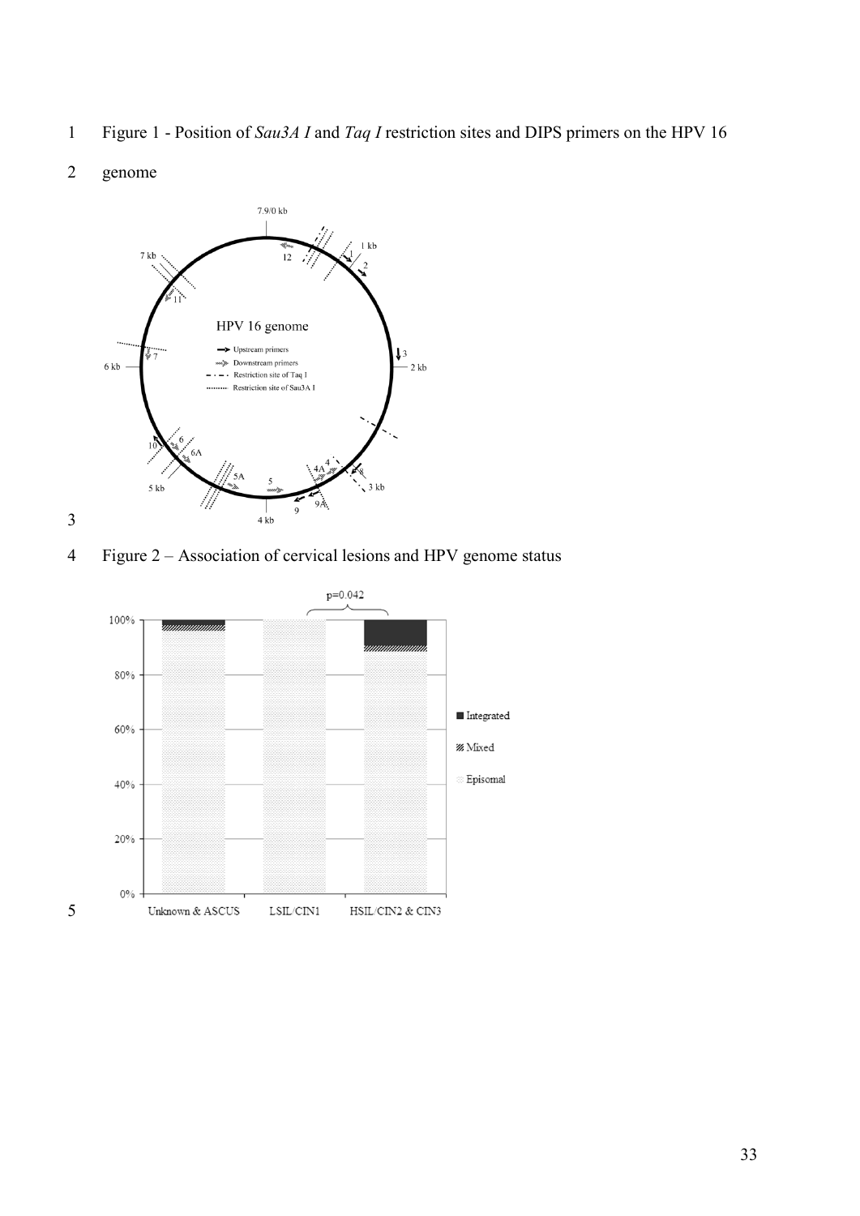Figure 1 - Position of *Sau3A I* and *Taq I* restriction sites and DIPS primers on the HPV 16 genome

7.9/0 kb
1 kb
2 kb
3 kb
4 kb
5 kb
6 kb
7 kb
HPV 16 genome
Upstream primers
Downstream primers
Restriction site of Taq I
Restriction site of Sau3A I
1
2
3
4
4A
5
5A
6
6A
7
9
9A
10
11
12

Figure 2 – Association of cervical lesions and HPV genome status

p=0.042
100%
80%
60%
40%
20%
0%
Unknown & ASCUS
LSIL/CIN1
HSIL/CIN2 & CIN3
Integrated
Mixed
Episomal